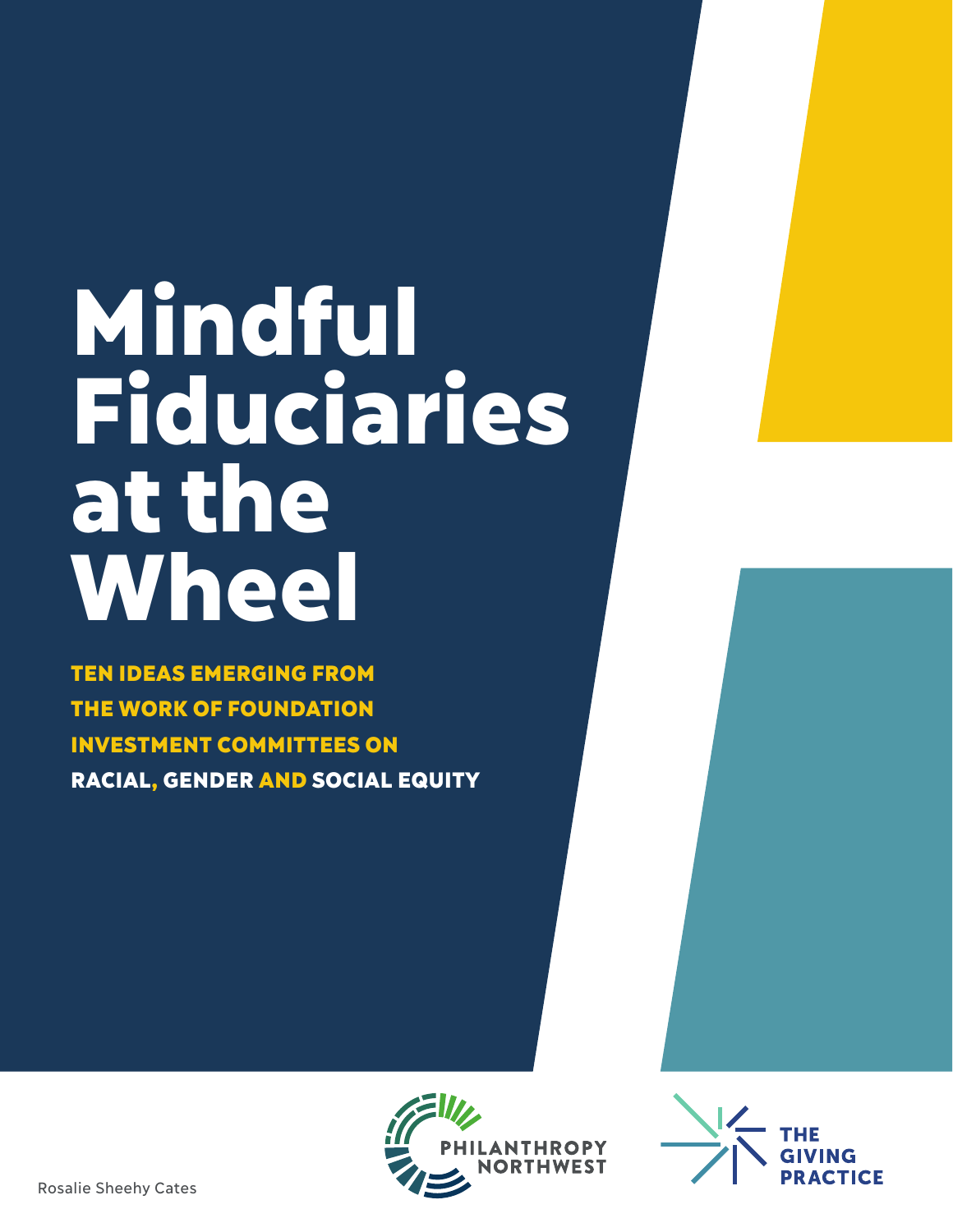# Mindful Fiduciaries at the Wheel

## TEN IDEAS EMERGING FROM THE WORK OF FOUNDATION INVESTMENT COMMITTEES ON RACIAL, GENDER AND SOCIAL EQUITY

PHILANTHROPY NORTHWEST

THE GIVING PRACTICE

Rosalie Sheehy Cates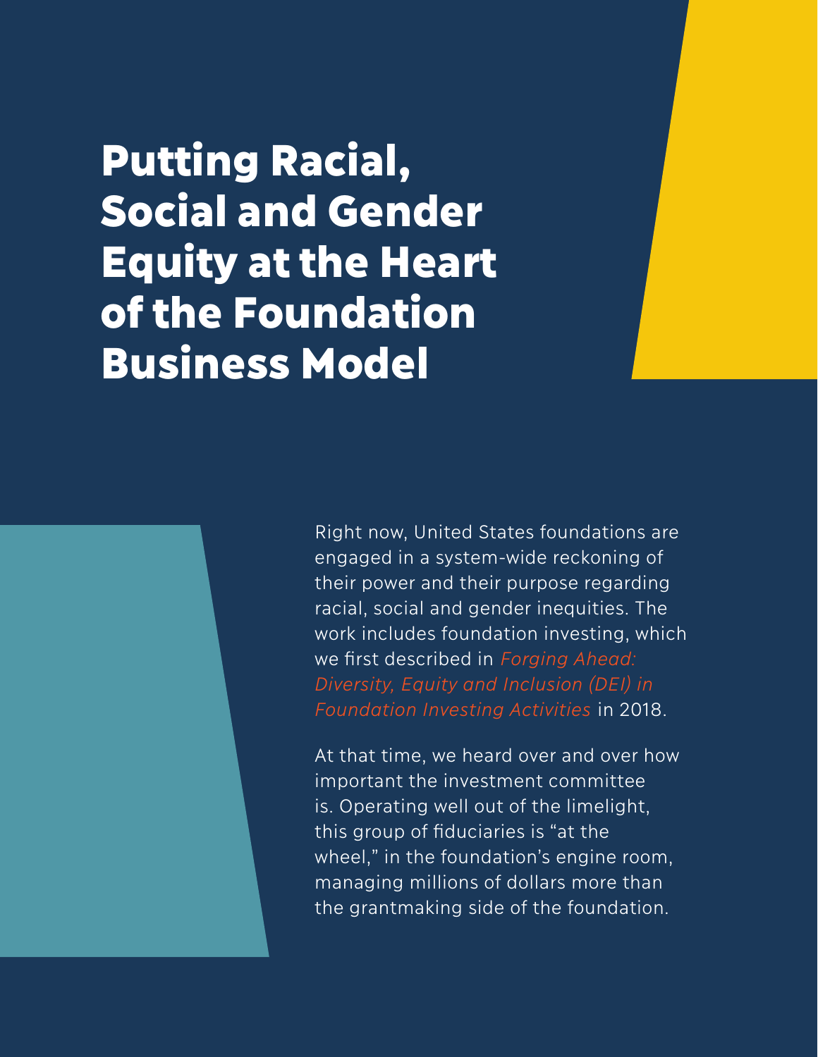# Putting Racial, Social and Gender Equity at the Heart of the Foundation Business Model

Right now, United States foundations are engaged in a system-wide reckoning of their power and their purpose regarding racial, social and gender inequities. The work includes foundation investing, which we first described in *Forging Ahead: Diversity, Equity and Inclusion (DEI) in Foundation Investing Activities* in 2018.

At that time, we heard over and over how important the investment committee is. Operating well out of the limelight, this group of fiduciaries is "at the wheel," in the foundation's engine room, managing millions of dollars more than the grantmaking side of the foundation.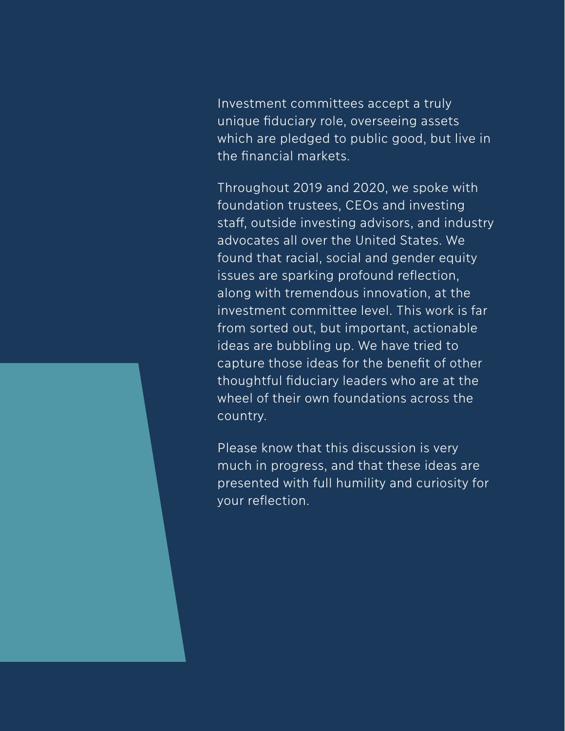Investment committees accept a truly unique fiduciary role, overseeing assets which are pledged to public good, but live in the financial markets.

Throughout 2019 and 2020, we spoke with foundation trustees, CEOs and investing staff, outside investing advisors, and industry advocates all over the United States. We found that racial, social and gender equity issues are sparking profound reflection, along with tremendous innovation, at the investment committee level. This work is far from sorted out, but important, actionable ideas are bubbling up. We have tried to capture those ideas for the benefit of other thoughtful fiduciary leaders who are at the wheel of their own foundations across the country.

Please know that this discussion is very much in progress, and that these ideas are presented with full humility and curiosity for your reflection.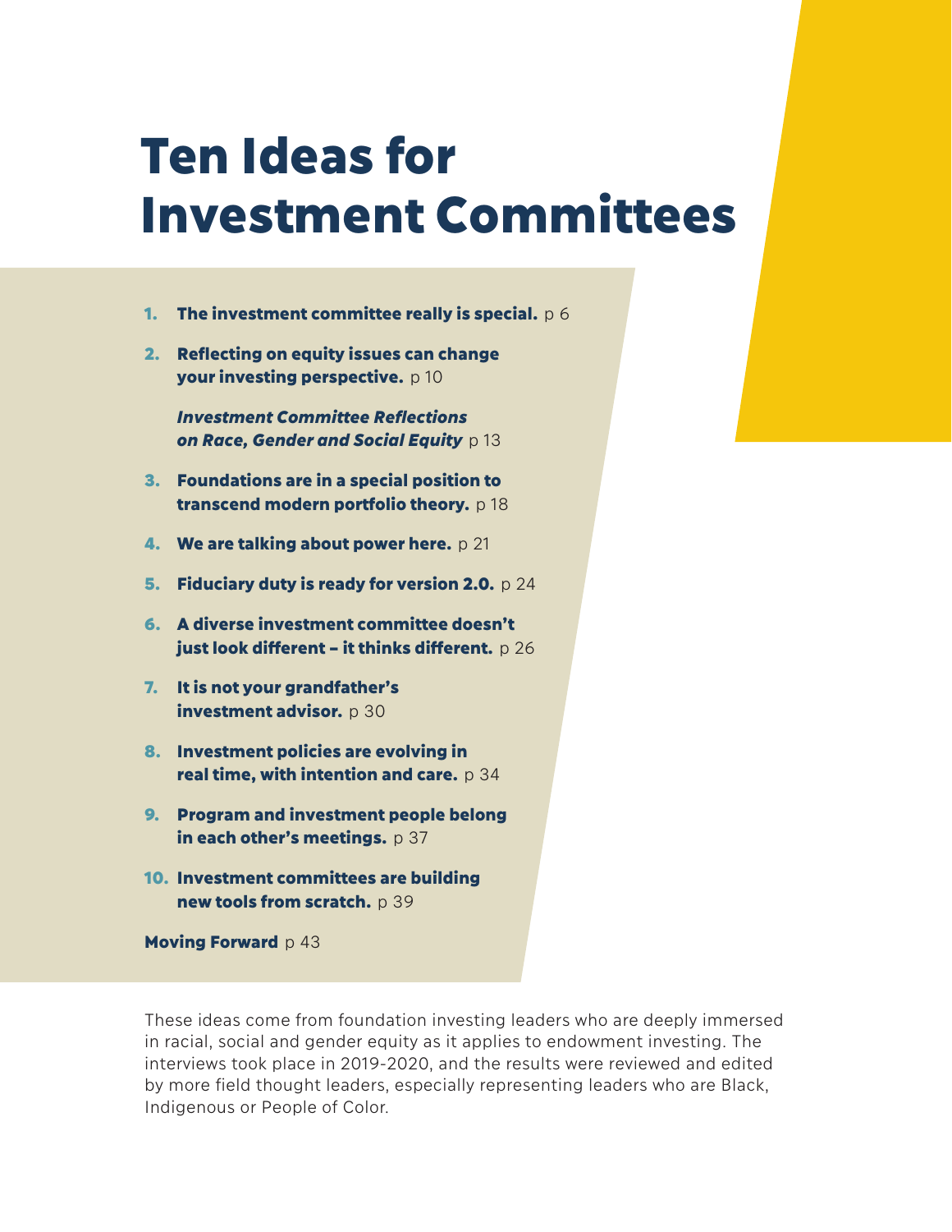# Ten Ideas for Investment Committees

1. **The investment committee really is special.** p 6
2. **Reflecting on equity issues can change your investing perspective.** p 10

   ***Investment Committee Reflections on Race, Gender and Social Equity*** p 13

3. **Foundations are in a special position to transcend modern portfolio theory.** p 18
4. **We are talking about power here.** p 21
5. **Fiduciary duty is ready for version 2.0.** p 24
6. **A diverse investment committee doesn't just look different – it thinks different.** p 26
7. **It is not your grandfather's investment advisor.** p 30
8. **Investment policies are evolving in real time, with intention and care.** p 34
9. **Program and investment people belong in each other's meetings.** p 37
10. **Investment committees are building new tools from scratch.** p 39

**Moving Forward** p 43

These ideas come from foundation investing leaders who are deeply immersed in racial, social and gender equity as it applies to endowment investing. The interviews took place in 2019-2020, and the results were reviewed and edited by more field thought leaders, especially representing leaders who are Black, Indigenous or People of Color.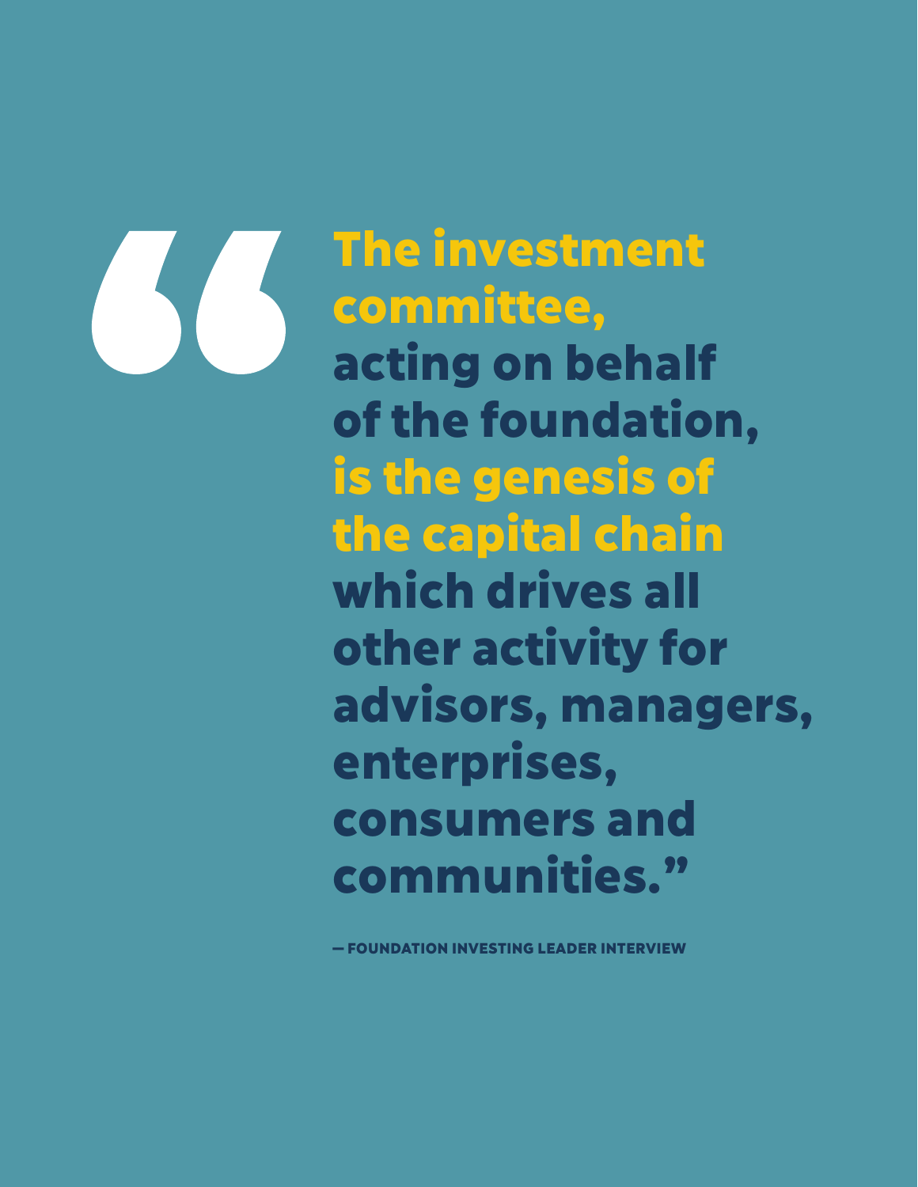> **"The investment committee, acting on behalf of the foundation, is the genesis of the capital chain which drives all other activity for advisors, managers, enterprises, consumers and communities."**
>
> — FOUNDATION INVESTING LEADER INTERVIEW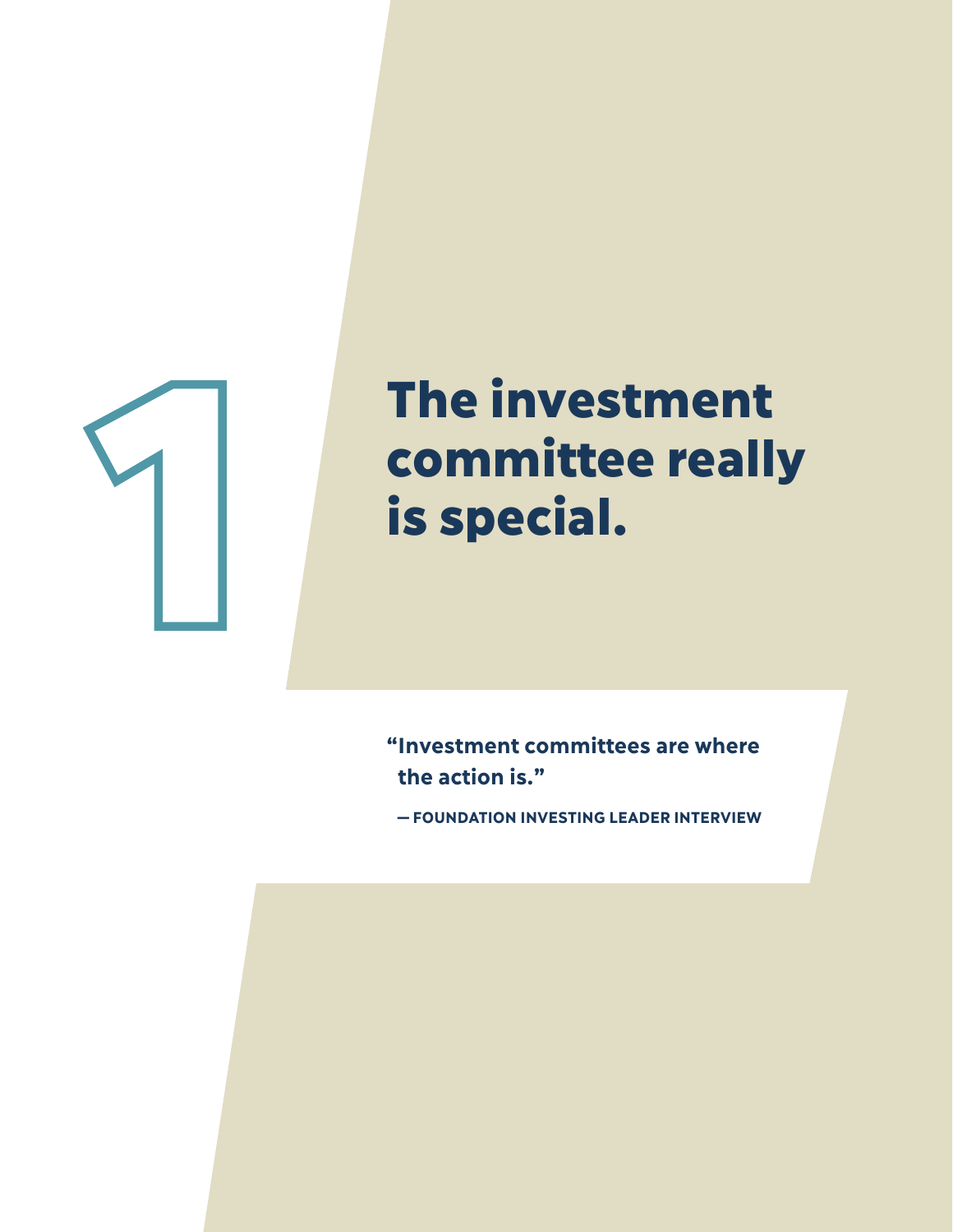# 1 The investment committee really is special.

**"Investment committees are where the action is."**

**— FOUNDATION INVESTING LEADER INTERVIEW**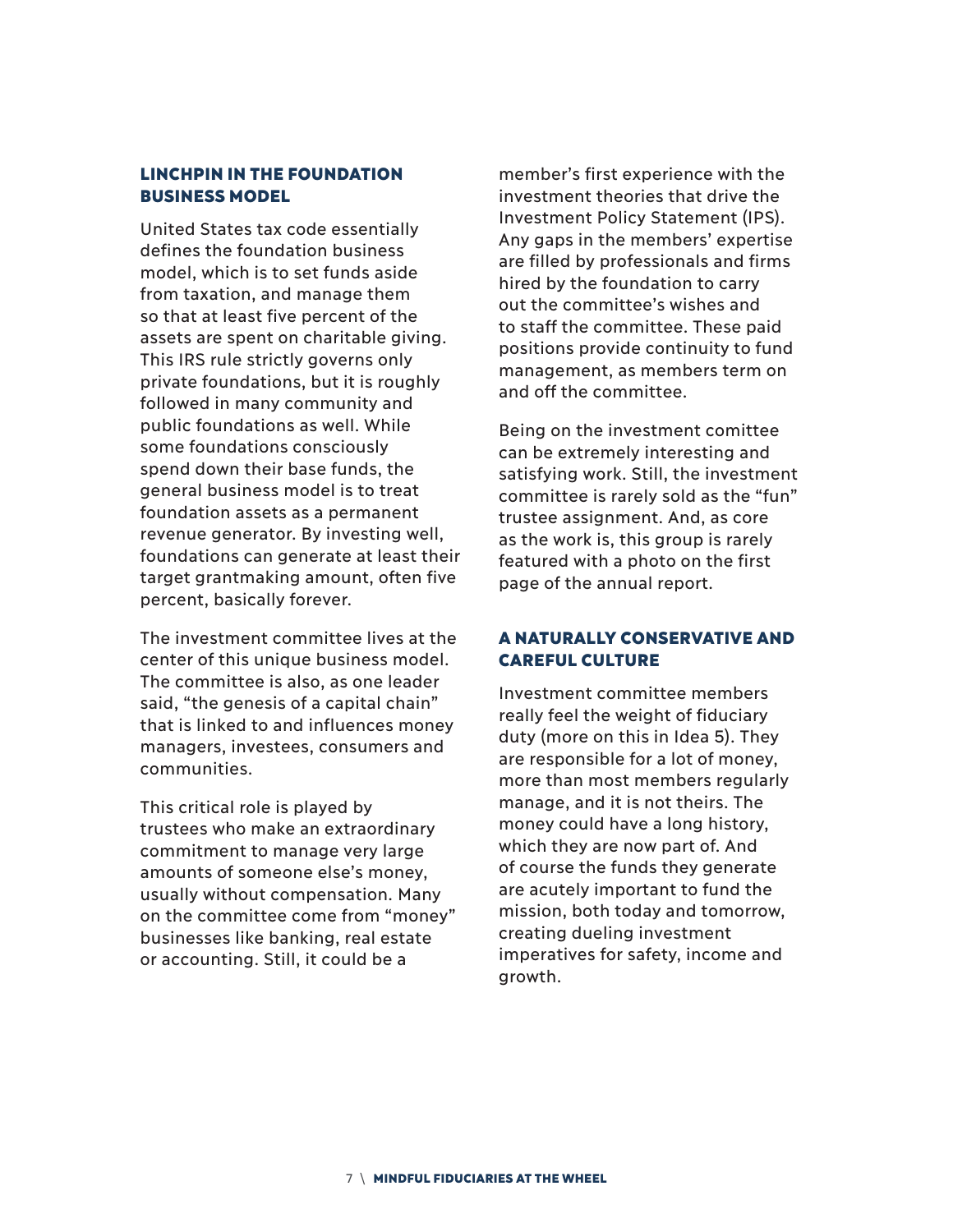## LINCHPIN IN THE FOUNDATION BUSINESS MODEL

United States tax code essentially defines the foundation business model, which is to set funds aside from taxation, and manage them so that at least five percent of the assets are spent on charitable giving. This IRS rule strictly governs only private foundations, but it is roughly followed in many community and public foundations as well. While some foundations consciously spend down their base funds, the general business model is to treat foundation assets as a permanent revenue generator. By investing well, foundations can generate at least their target grantmaking amount, often five percent, basically forever.

The investment committee lives at the center of this unique business model. The committee is also, as one leader said, "the genesis of a capital chain" that is linked to and influences money managers, investees, consumers and communities.

This critical role is played by trustees who make an extraordinary commitment to manage very large amounts of someone else's money, usually without compensation. Many on the committee come from "money" businesses like banking, real estate or accounting. Still, it could be a member's first experience with the investment theories that drive the Investment Policy Statement (IPS). Any gaps in the members' expertise are filled by professionals and firms hired by the foundation to carry out the committee's wishes and to staff the committee. These paid positions provide continuity to fund management, as members term on and off the committee.

Being on the investment comittee can be extremely interesting and satisfying work. Still, the investment committee is rarely sold as the "fun" trustee assignment. And, as core as the work is, this group is rarely featured with a photo on the first page of the annual report.

## A NATURALLY CONSERVATIVE AND CAREFUL CULTURE

Investment committee members really feel the weight of fiduciary duty (more on this in Idea 5). They are responsible for a lot of money, more than most members regularly manage, and it is not theirs. The money could have a long history, which they are now part of. And of course the funds they generate are acutely important to fund the mission, both today and tomorrow, creating dueling investment imperatives for safety, income and growth.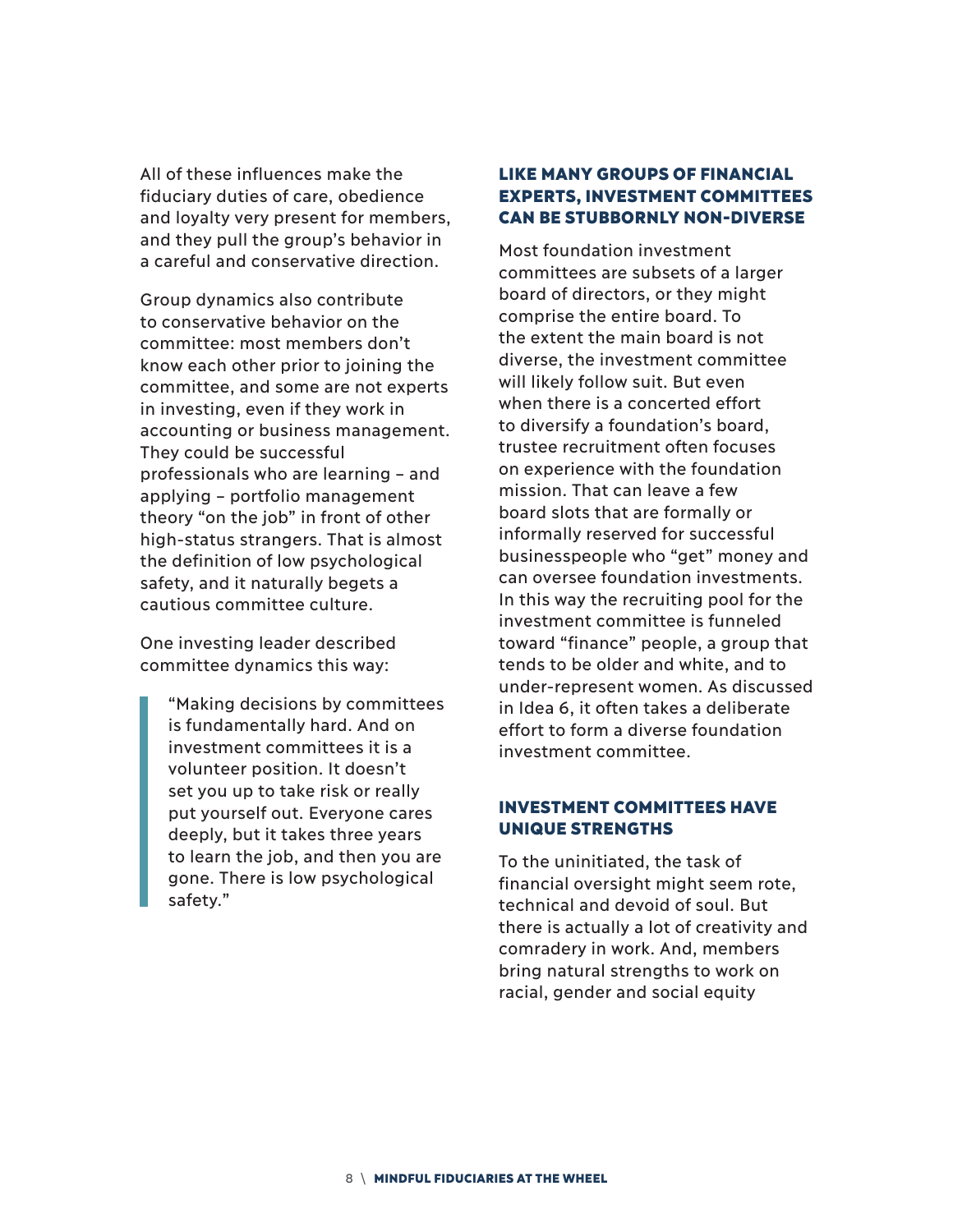All of these influences make the fiduciary duties of care, obedience and loyalty very present for members, and they pull the group's behavior in a careful and conservative direction.

Group dynamics also contribute to conservative behavior on the committee: most members don't know each other prior to joining the committee, and some are not experts in investing, even if they work in accounting or business management. They could be successful professionals who are learning – and applying – portfolio management theory "on the job" in front of other high-status strangers. That is almost the definition of low psychological safety, and it naturally begets a cautious committee culture.

One investing leader described committee dynamics this way:

> "Making decisions by committees is fundamentally hard. And on investment committees it is a volunteer position. It doesn't set you up to take risk or really put yourself out. Everyone cares deeply, but it takes three years to learn the job, and then you are gone. There is low psychological safety."

## LIKE MANY GROUPS OF FINANCIAL EXPERTS, INVESTMENT COMMITTEES CAN BE STUBBORNLY NON-DIVERSE

Most foundation investment committees are subsets of a larger board of directors, or they might comprise the entire board. To the extent the main board is not diverse, the investment committee will likely follow suit. But even when there is a concerted effort to diversify a foundation's board, trustee recruitment often focuses on experience with the foundation mission. That can leave a few board slots that are formally or informally reserved for successful businesspeople who "get" money and can oversee foundation investments. In this way the recruiting pool for the investment committee is funneled toward "finance" people, a group that tends to be older and white, and to under-represent women. As discussed in Idea 6, it often takes a deliberate effort to form a diverse foundation investment committee.

## INVESTMENT COMMITTEES HAVE UNIQUE STRENGTHS

To the uninitiated, the task of financial oversight might seem rote, technical and devoid of soul. But there is actually a lot of creativity and comradery in work. And, members bring natural strengths to work on racial, gender and social equity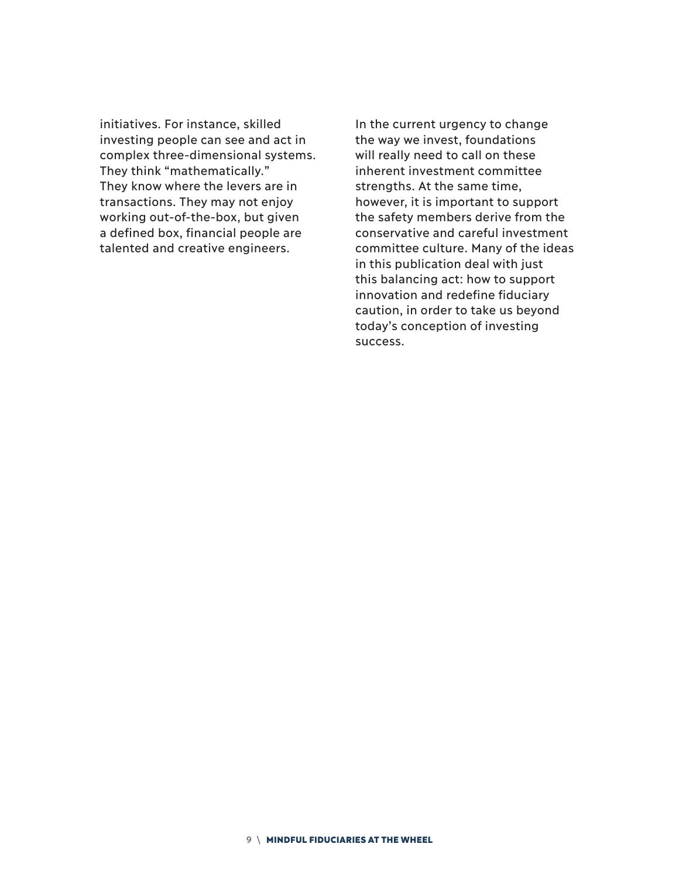initiatives. For instance, skilled investing people can see and act in complex three-dimensional systems. They think "mathematically." They know where the levers are in transactions. They may not enjoy working out-of-the-box, but given a defined box, financial people are talented and creative engineers.

In the current urgency to change the way we invest, foundations will really need to call on these inherent investment committee strengths. At the same time, however, it is important to support the safety members derive from the conservative and careful investment committee culture. Many of the ideas in this publication deal with just this balancing act: how to support innovation and redefine fiduciary caution, in order to take us beyond today's conception of investing success.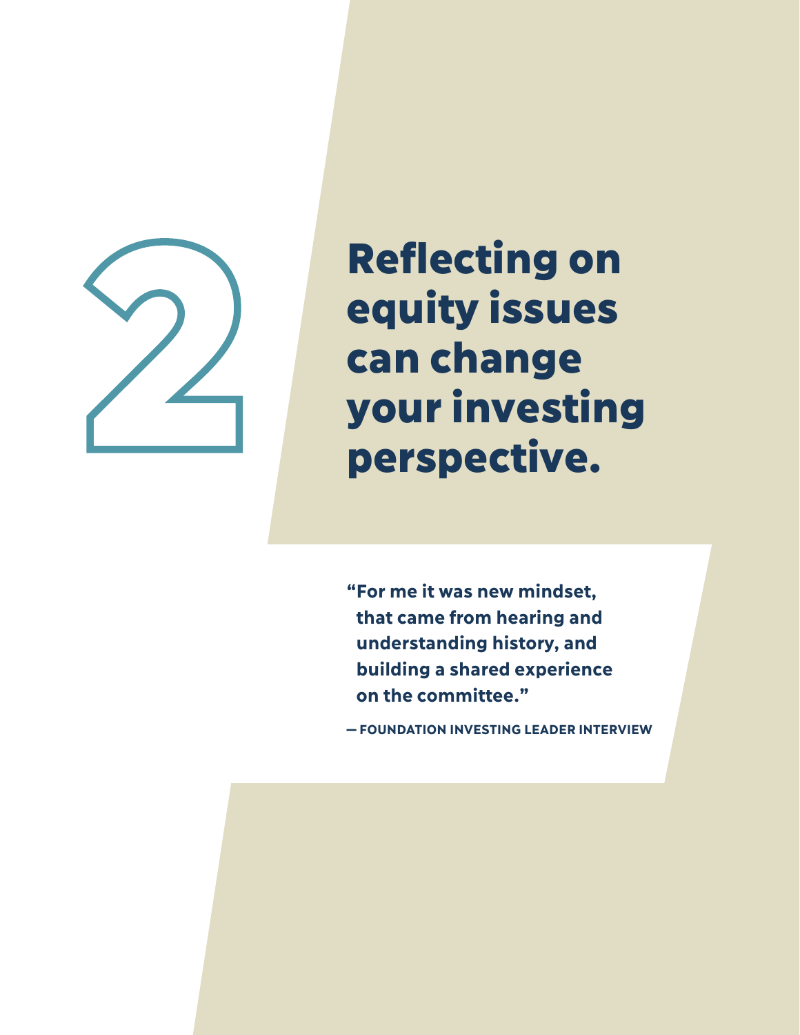# 2

# Reflecting on equity issues can change your investing perspective.

> **"For me it was new mindset, that came from hearing and understanding history, and building a shared experience on the committee."**
>
> **— FOUNDATION INVESTING LEADER INTERVIEW**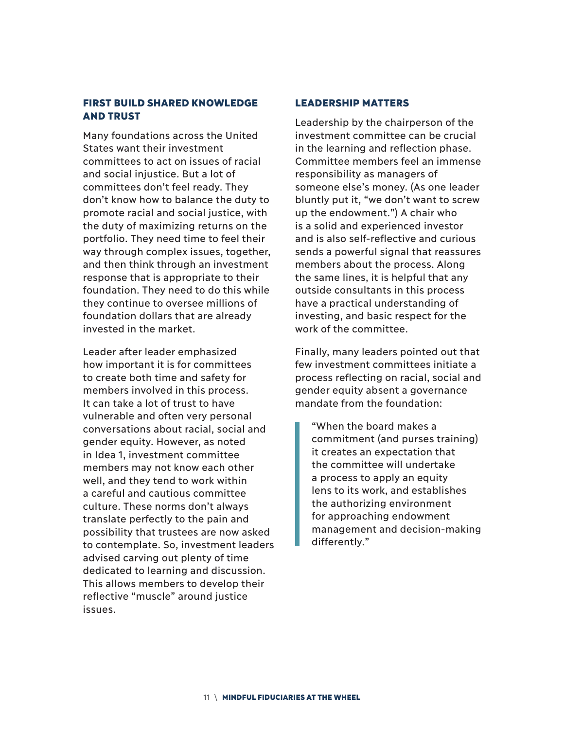### FIRST BUILD SHARED KNOWLEDGE AND TRUST

Many foundations across the United States want their investment committees to act on issues of racial and social injustice. But a lot of committees don't feel ready. They don't know how to balance the duty to promote racial and social justice, with the duty of maximizing returns on the portfolio. They need time to feel their way through complex issues, together, and then think through an investment response that is appropriate to their foundation. They need to do this while they continue to oversee millions of foundation dollars that are already invested in the market.

Leader after leader emphasized how important it is for committees to create both time and safety for members involved in this process. It can take a lot of trust to have vulnerable and often very personal conversations about racial, social and gender equity. However, as noted in Idea 1, investment committee members may not know each other well, and they tend to work within a careful and cautious committee culture. These norms don't always translate perfectly to the pain and possibility that trustees are now asked to contemplate. So, investment leaders advised carving out plenty of time dedicated to learning and discussion. This allows members to develop their reflective "muscle" around justice issues.

### LEADERSHIP MATTERS

Leadership by the chairperson of the investment committee can be crucial in the learning and reflection phase. Committee members feel an immense responsibility as managers of someone else's money. (As one leader bluntly put it, "we don't want to screw up the endowment.") A chair who is a solid and experienced investor and is also self-reflective and curious sends a powerful signal that reassures members about the process. Along the same lines, it is helpful that any outside consultants in this process have a practical understanding of investing, and basic respect for the work of the committee.

Finally, many leaders pointed out that few investment committees initiate a process reflecting on racial, social and gender equity absent a governance mandate from the foundation:

> "When the board makes a commitment (and purses training) it creates an expectation that the committee will undertake a process to apply an equity lens to its work, and establishes the authorizing environment for approaching endowment management and decision-making differently."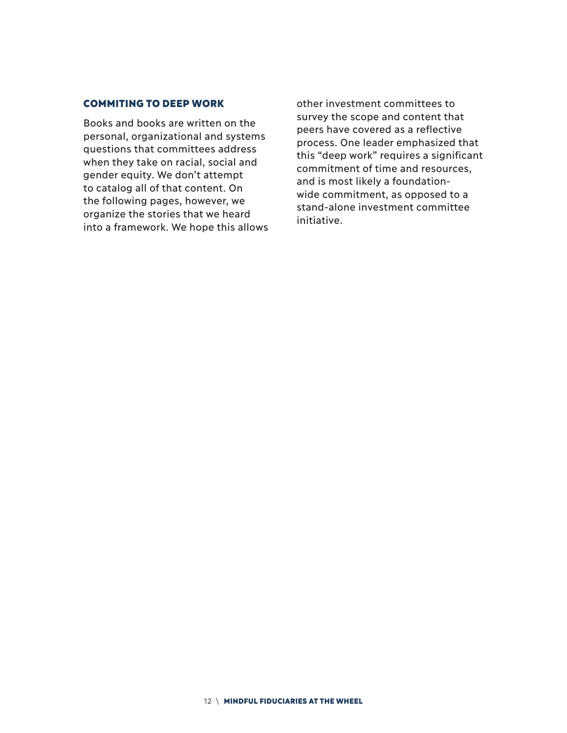## COMMITING TO DEEP WORK

Books and books are written on the personal, organizational and systems questions that committees address when they take on racial, social and gender equity. We don't attempt to catalog all of that content. On the following pages, however, we organize the stories that we heard into a framework. We hope this allows other investment committees to survey the scope and content that peers have covered as a reflective process. One leader emphasized that this "deep work" requires a significant commitment of time and resources, and is most likely a foundation-wide commitment, as opposed to a stand-alone investment committee initiative.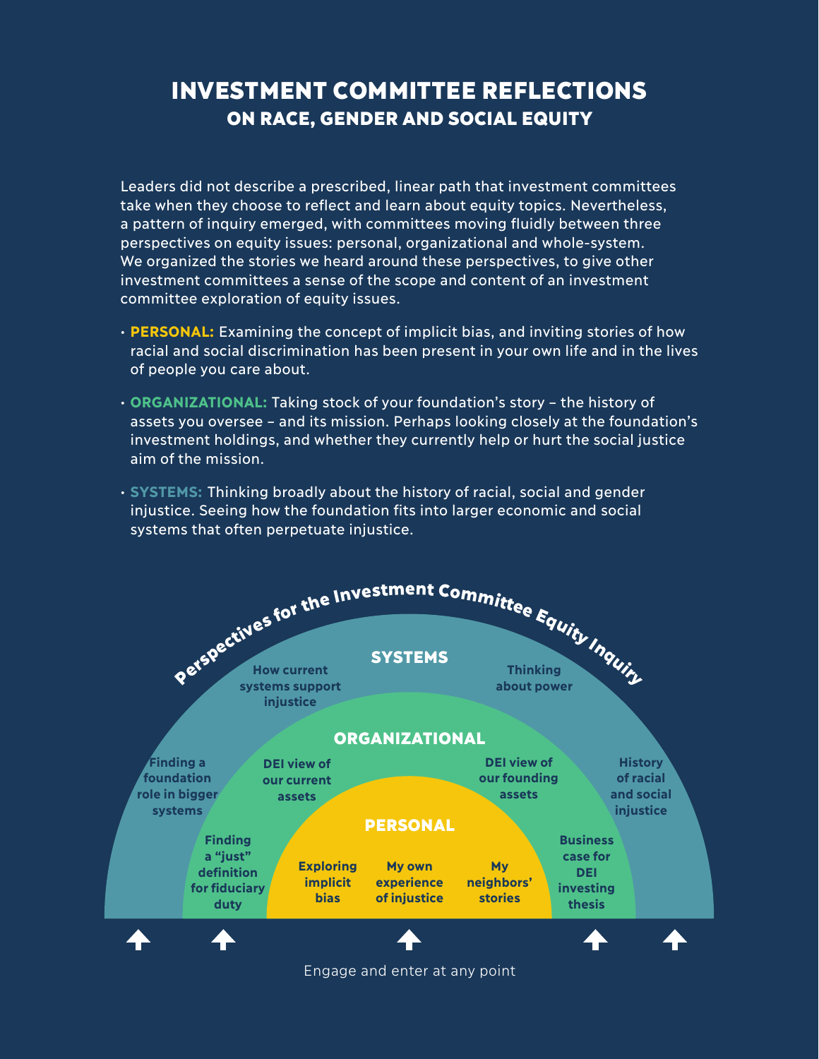# INVESTMENT COMMITTEE REFLECTIONS

## ON RACE, GENDER AND SOCIAL EQUITY

Leaders did not describe a prescribed, linear path that investment committees take when they choose to reflect and learn about equity topics. Nevertheless, a pattern of inquiry emerged, with committees moving fluidly between three perspectives on equity issues: personal, organizational and whole-system. We organized the stories we heard around these perspectives, to give other investment committees a sense of the scope and content of an investment committee exploration of equity issues.

- **PERSONAL:** Examining the concept of implicit bias, and inviting stories of how racial and social discrimination has been present in your own life and in the lives of people you care about.
- **ORGANIZATIONAL:** Taking stock of your foundation's story – the history of assets you oversee – and its mission. Perhaps looking closely at the foundation's investment holdings, and whether they currently help or hurt the social justice aim of the mission.
- **SYSTEMS:** Thinking broadly about the history of racial, social and gender injustice. Seeing how the foundation fits into larger economic and social systems that often perpetuate injustice.

**Perspectives for the Investment Committee Equity Inquiry**

**SYSTEMS**
- How current systems support injustice
- Thinking about power
- Finding a foundation role in bigger systems
- History of racial and social injustice

**ORGANIZATIONAL**
- DEI view of our current assets
- DEI view of our founding assets
- Finding a "just" definition for fiduciary duty
- Business case for DEI investing thesis

**PERSONAL**
- Exploring implicit bias
- My own experience of injustice
- My neighbors' stories

Engage and enter at any point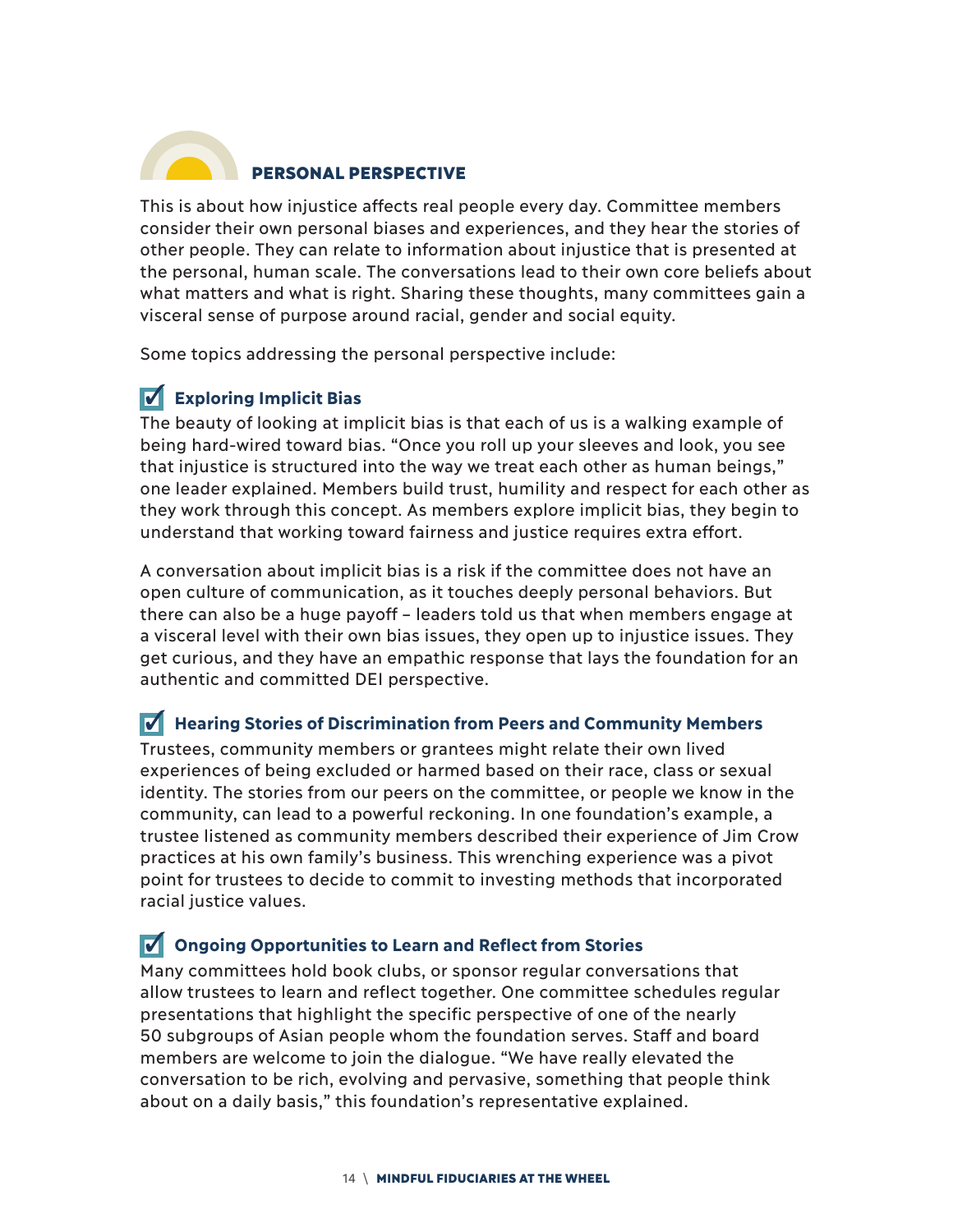## PERSONAL PERSPECTIVE

This is about how injustice affects real people every day. Committee members consider their own personal biases and experiences, and they hear the stories of other people. They can relate to information about injustice that is presented at the personal, human scale. The conversations lead to their own core beliefs about what matters and what is right. Sharing these thoughts, many committees gain a visceral sense of purpose around racial, gender and social equity.

Some topics addressing the personal perspective include:

### ☑ Exploring Implicit Bias

The beauty of looking at implicit bias is that each of us is a walking example of being hard-wired toward bias. "Once you roll up your sleeves and look, you see that injustice is structured into the way we treat each other as human beings," one leader explained. Members build trust, humility and respect for each other as they work through this concept. As members explore implicit bias, they begin to understand that working toward fairness and justice requires extra effort.

A conversation about implicit bias is a risk if the committee does not have an open culture of communication, as it touches deeply personal behaviors. But there can also be a huge payoff – leaders told us that when members engage at a visceral level with their own bias issues, they open up to injustice issues. They get curious, and they have an empathic response that lays the foundation for an authentic and committed DEI perspective.

### ☑ Hearing Stories of Discrimination from Peers and Community Members

Trustees, community members or grantees might relate their own lived experiences of being excluded or harmed based on their race, class or sexual identity. The stories from our peers on the committee, or people we know in the community, can lead to a powerful reckoning. In one foundation's example, a trustee listened as community members described their experience of Jim Crow practices at his own family's business. This wrenching experience was a pivot point for trustees to decide to commit to investing methods that incorporated racial justice values.

### ☑ Ongoing Opportunities to Learn and Reflect from Stories

Many committees hold book clubs, or sponsor regular conversations that allow trustees to learn and reflect together. One committee schedules regular presentations that highlight the specific perspective of one of the nearly 50 subgroups of Asian people whom the foundation serves. Staff and board members are welcome to join the dialogue. "We have really elevated the conversation to be rich, evolving and pervasive, something that people think about on a daily basis," this foundation's representative explained.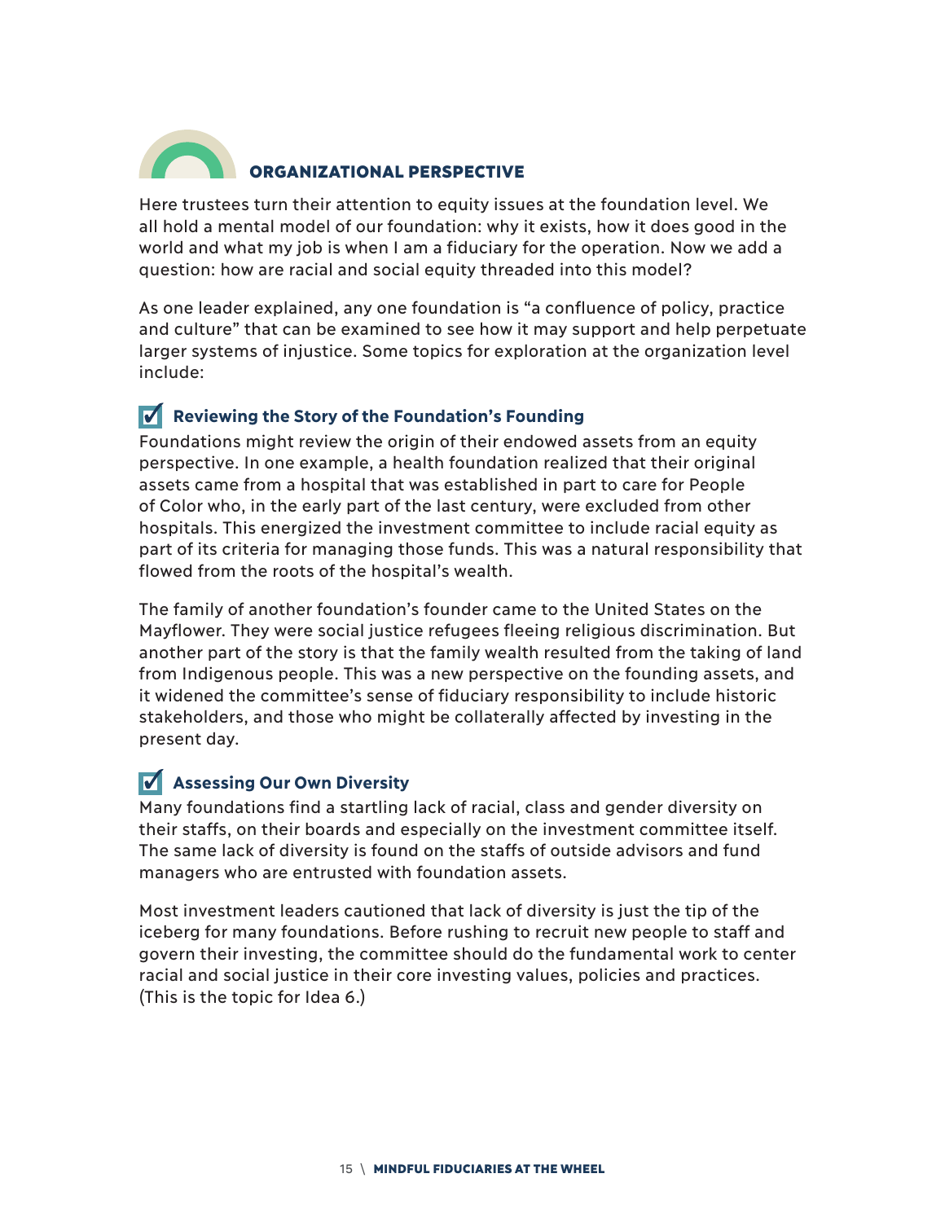## ORGANIZATIONAL PERSPECTIVE

Here trustees turn their attention to equity issues at the foundation level. We all hold a mental model of our foundation: why it exists, how it does good in the world and what my job is when I am a fiduciary for the operation. Now we add a question: how are racial and social equity threaded into this model?

As one leader explained, any one foundation is "a confluence of policy, practice and culture" that can be examined to see how it may support and help perpetuate larger systems of injustice. Some topics for exploration at the organization level include:

### ☑ Reviewing the Story of the Foundation's Founding

Foundations might review the origin of their endowed assets from an equity perspective. In one example, a health foundation realized that their original assets came from a hospital that was established in part to care for People of Color who, in the early part of the last century, were excluded from other hospitals. This energized the investment committee to include racial equity as part of its criteria for managing those funds. This was a natural responsibility that flowed from the roots of the hospital's wealth.

The family of another foundation's founder came to the United States on the Mayflower. They were social justice refugees fleeing religious discrimination. But another part of the story is that the family wealth resulted from the taking of land from Indigenous people. This was a new perspective on the founding assets, and it widened the committee's sense of fiduciary responsibility to include historic stakeholders, and those who might be collaterally affected by investing in the present day.

### ☑ Assessing Our Own Diversity

Many foundations find a startling lack of racial, class and gender diversity on their staffs, on their boards and especially on the investment committee itself. The same lack of diversity is found on the staffs of outside advisors and fund managers who are entrusted with foundation assets.

Most investment leaders cautioned that lack of diversity is just the tip of the iceberg for many foundations. Before rushing to recruit new people to staff and govern their investing, the committee should do the fundamental work to center racial and social justice in their core investing values, policies and practices. (This is the topic for Idea 6.)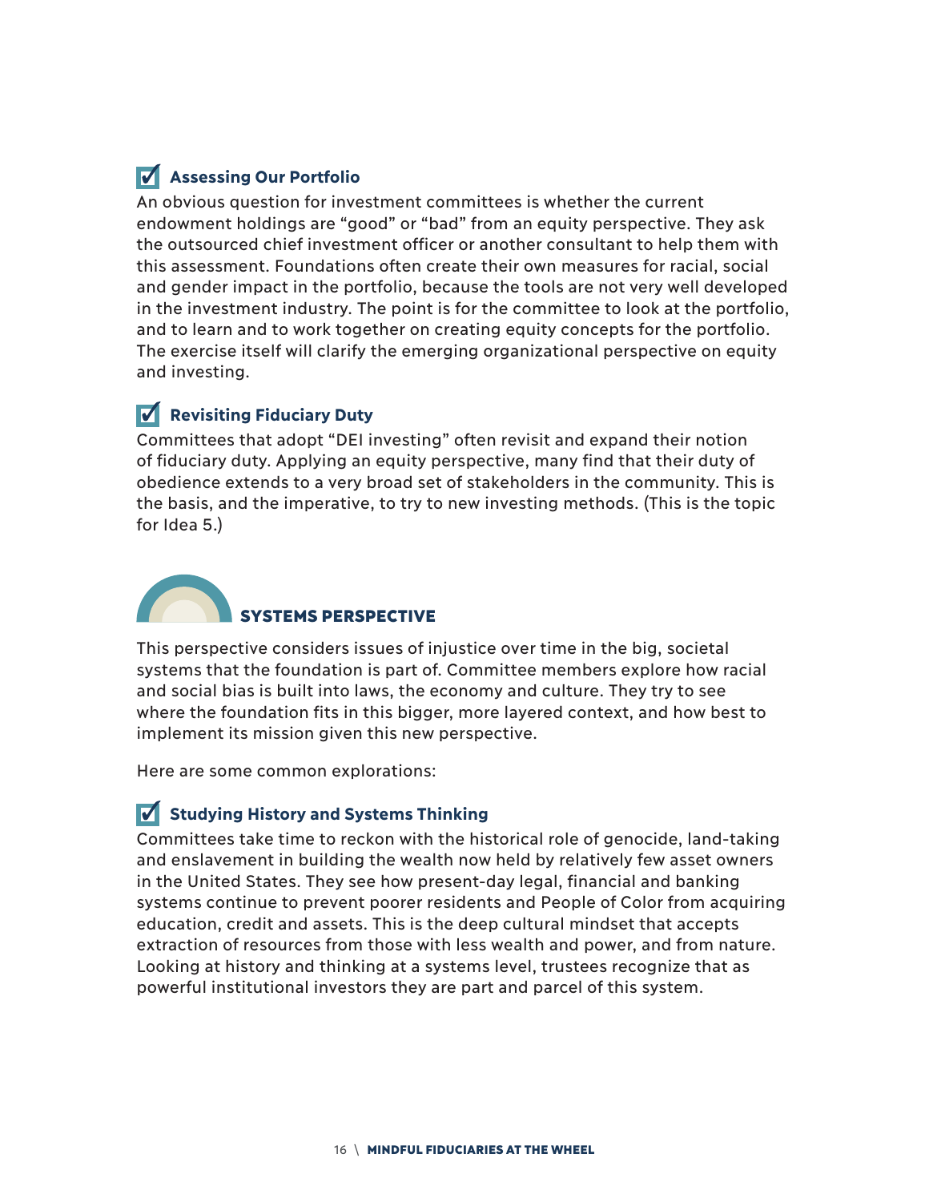### ☑ Assessing Our Portfolio

An obvious question for investment committees is whether the current endowment holdings are "good" or "bad" from an equity perspective. They ask the outsourced chief investment officer or another consultant to help them with this assessment. Foundations often create their own measures for racial, social and gender impact in the portfolio, because the tools are not very well developed in the investment industry. The point is for the committee to look at the portfolio, and to learn and to work together on creating equity concepts for the portfolio. The exercise itself will clarify the emerging organizational perspective on equity and investing.

### ☑ Revisiting Fiduciary Duty

Committees that adopt "DEI investing" often revisit and expand their notion of fiduciary duty. Applying an equity perspective, many find that their duty of obedience extends to a very broad set of stakeholders in the community. This is the basis, and the imperative, to try to new investing methods. (This is the topic for Idea 5.)

## SYSTEMS PERSPECTIVE

This perspective considers issues of injustice over time in the big, societal systems that the foundation is part of. Committee members explore how racial and social bias is built into laws, the economy and culture. They try to see where the foundation fits in this bigger, more layered context, and how best to implement its mission given this new perspective.

Here are some common explorations:

### ☑ Studying History and Systems Thinking

Committees take time to reckon with the historical role of genocide, land-taking and enslavement in building the wealth now held by relatively few asset owners in the United States. They see how present-day legal, financial and banking systems continue to prevent poorer residents and People of Color from acquiring education, credit and assets. This is the deep cultural mindset that accepts extraction of resources from those with less wealth and power, and from nature. Looking at history and thinking at a systems level, trustees recognize that as powerful institutional investors they are part and parcel of this system.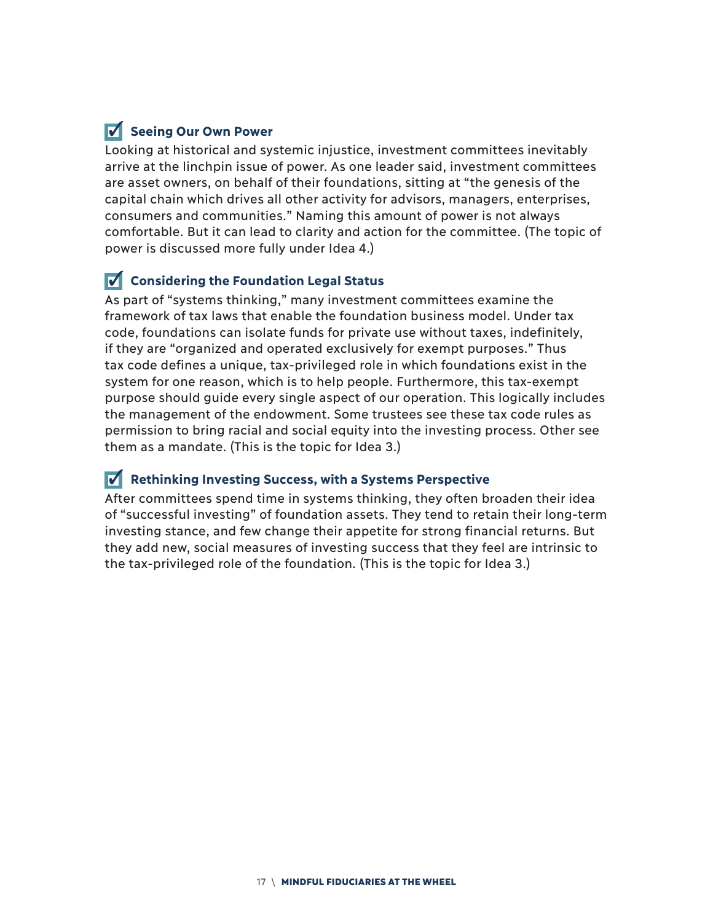### ☑ Seeing Our Own Power

Looking at historical and systemic injustice, investment committees inevitably arrive at the linchpin issue of power. As one leader said, investment committees are asset owners, on behalf of their foundations, sitting at "the genesis of the capital chain which drives all other activity for advisors, managers, enterprises, consumers and communities." Naming this amount of power is not always comfortable. But it can lead to clarity and action for the committee. (The topic of power is discussed more fully under Idea 4.)

### ☑ Considering the Foundation Legal Status

As part of "systems thinking," many investment committees examine the framework of tax laws that enable the foundation business model. Under tax code, foundations can isolate funds for private use without taxes, indefinitely, if they are "organized and operated exclusively for exempt purposes." Thus tax code defines a unique, tax-privileged role in which foundations exist in the system for one reason, which is to help people. Furthermore, this tax-exempt purpose should guide every single aspect of our operation. This logically includes the management of the endowment. Some trustees see these tax code rules as permission to bring racial and social equity into the investing process. Other see them as a mandate. (This is the topic for Idea 3.)

### ☑ Rethinking Investing Success, with a Systems Perspective

After committees spend time in systems thinking, they often broaden their idea of "successful investing" of foundation assets. They tend to retain their long-term investing stance, and few change their appetite for strong financial returns. But they add new, social measures of investing success that they feel are intrinsic to the tax-privileged role of the foundation. (This is the topic for Idea 3.)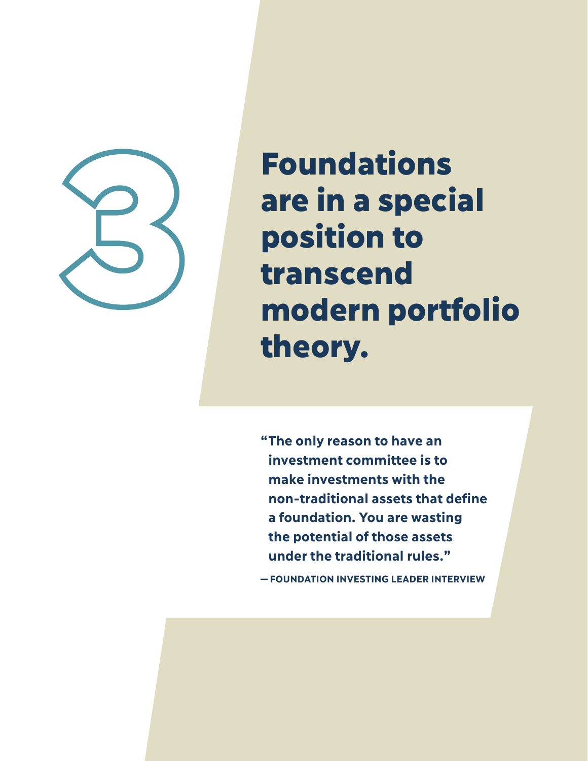# 3

# Foundations are in a special position to transcend modern portfolio theory.

> **"The only reason to have an investment committee is to make investments with the non-traditional assets that define a foundation. You are wasting the potential of those assets under the traditional rules."**
>
> **— FOUNDATION INVESTING LEADER INTERVIEW**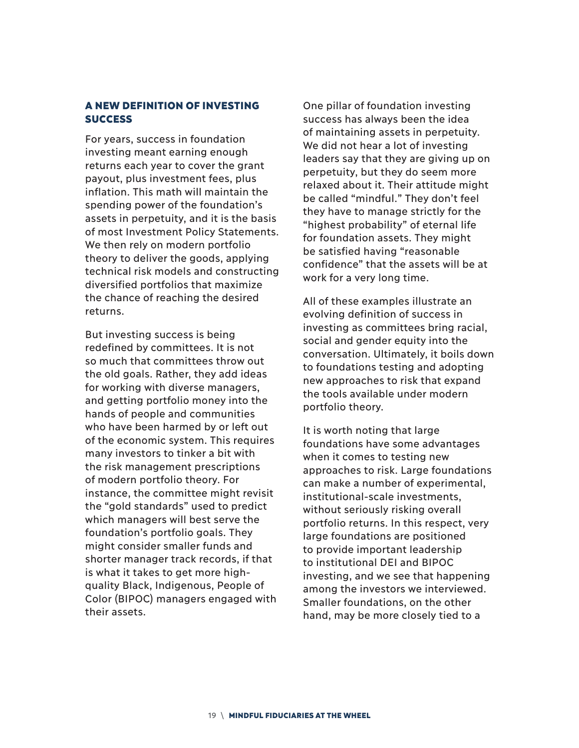## A NEW DEFINITION OF INVESTING SUCCESS

For years, success in foundation investing meant earning enough returns each year to cover the grant payout, plus investment fees, plus inflation. This math will maintain the spending power of the foundation's assets in perpetuity, and it is the basis of most Investment Policy Statements. We then rely on modern portfolio theory to deliver the goods, applying technical risk models and constructing diversified portfolios that maximize the chance of reaching the desired returns.

But investing success is being redefined by committees. It is not so much that committees throw out the old goals. Rather, they add ideas for working with diverse managers, and getting portfolio money into the hands of people and communities who have been harmed by or left out of the economic system. This requires many investors to tinker a bit with the risk management prescriptions of modern portfolio theory. For instance, the committee might revisit the "gold standards" used to predict which managers will best serve the foundation's portfolio goals. They might consider smaller funds and shorter manager track records, if that is what it takes to get more high-quality Black, Indigenous, People of Color (BIPOC) managers engaged with their assets.

One pillar of foundation investing success has always been the idea of maintaining assets in perpetuity. We did not hear a lot of investing leaders say that they are giving up on perpetuity, but they do seem more relaxed about it. Their attitude might be called "mindful." They don't feel they have to manage strictly for the "highest probability" of eternal life for foundation assets. They might be satisfied having "reasonable confidence" that the assets will be at work for a very long time.

All of these examples illustrate an evolving definition of success in investing as committees bring racial, social and gender equity into the conversation. Ultimately, it boils down to foundations testing and adopting new approaches to risk that expand the tools available under modern portfolio theory.

It is worth noting that large foundations have some advantages when it comes to testing new approaches to risk. Large foundations can make a number of experimental, institutional-scale investments, without seriously risking overall portfolio returns. In this respect, very large foundations are positioned to provide important leadership to institutional DEI and BIPOC investing, and we see that happening among the investors we interviewed. Smaller foundations, on the other hand, may be more closely tied to a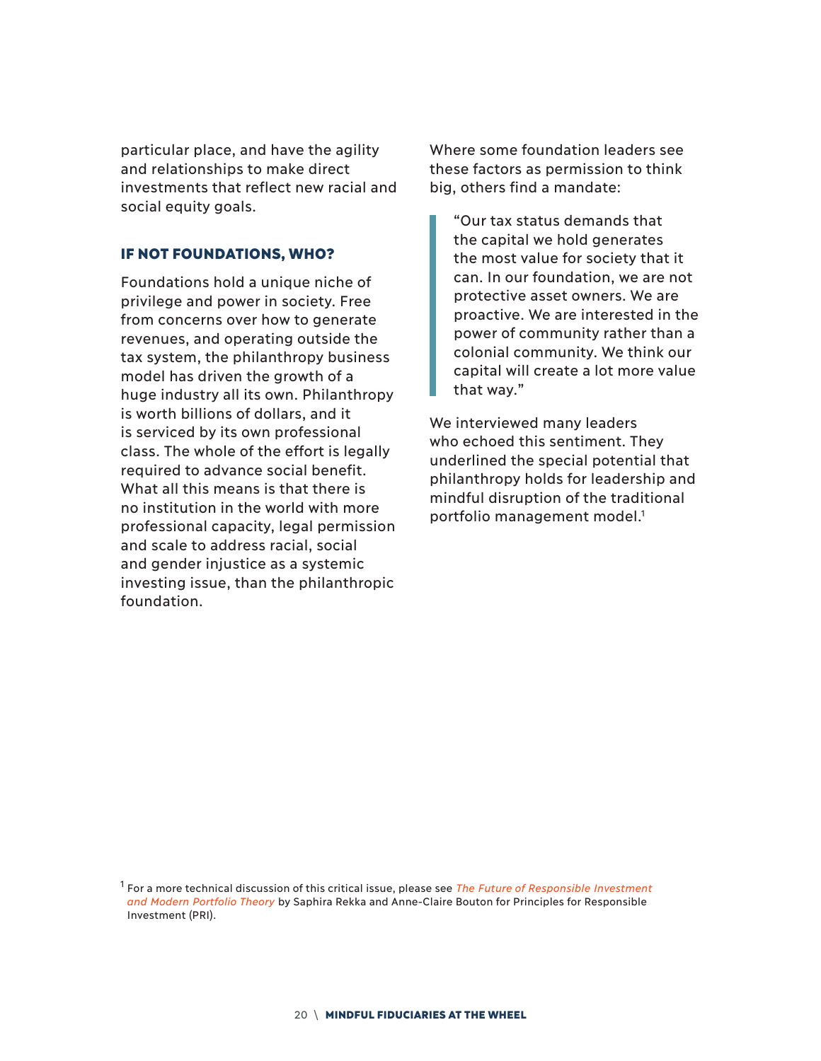particular place, and have the agility and relationships to make direct investments that reflect new racial and social equity goals.

## IF NOT FOUNDATIONS, WHO?

Foundations hold a unique niche of privilege and power in society. Free from concerns over how to generate revenues, and operating outside the tax system, the philanthropy business model has driven the growth of a huge industry all its own. Philanthropy is worth billions of dollars, and it is serviced by its own professional class. The whole of the effort is legally required to advance social benefit. What all this means is that there is no institution in the world with more professional capacity, legal permission and scale to address racial, social and gender injustice as a systemic investing issue, than the philanthropic foundation.

Where some foundation leaders see these factors as permission to think big, others find a mandate:

> "Our tax status demands that the capital we hold generates the most value for society that it can. In our foundation, we are not protective asset owners. We are proactive. We are interested in the power of community rather than a colonial community. We think our capital will create a lot more value that way."

We interviewed many leaders who echoed this sentiment. They underlined the special potential that philanthropy holds for leadership and mindful disruption of the traditional portfolio management model.[1]

[1] For a more technical discussion of this critical issue, please see *The Future of Responsible Investment and Modern Portfolio Theory* by Saphira Rekka and Anne-Claire Bouton for Principles for Responsible Investment (PRI).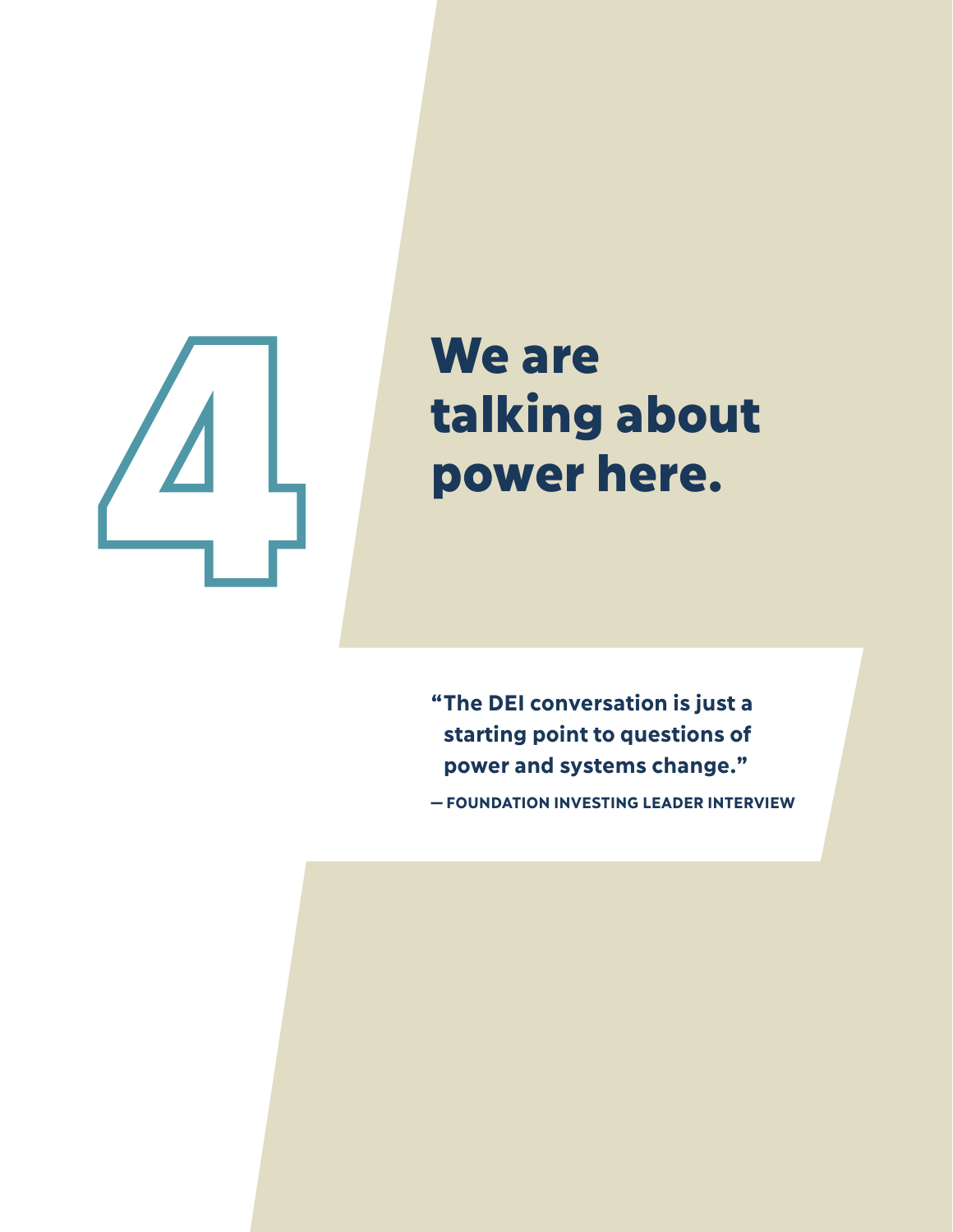# 4 We are talking about power here.

> **"The DEI conversation is just a starting point to questions of power and systems change."**
>
> **— FOUNDATION INVESTING LEADER INTERVIEW**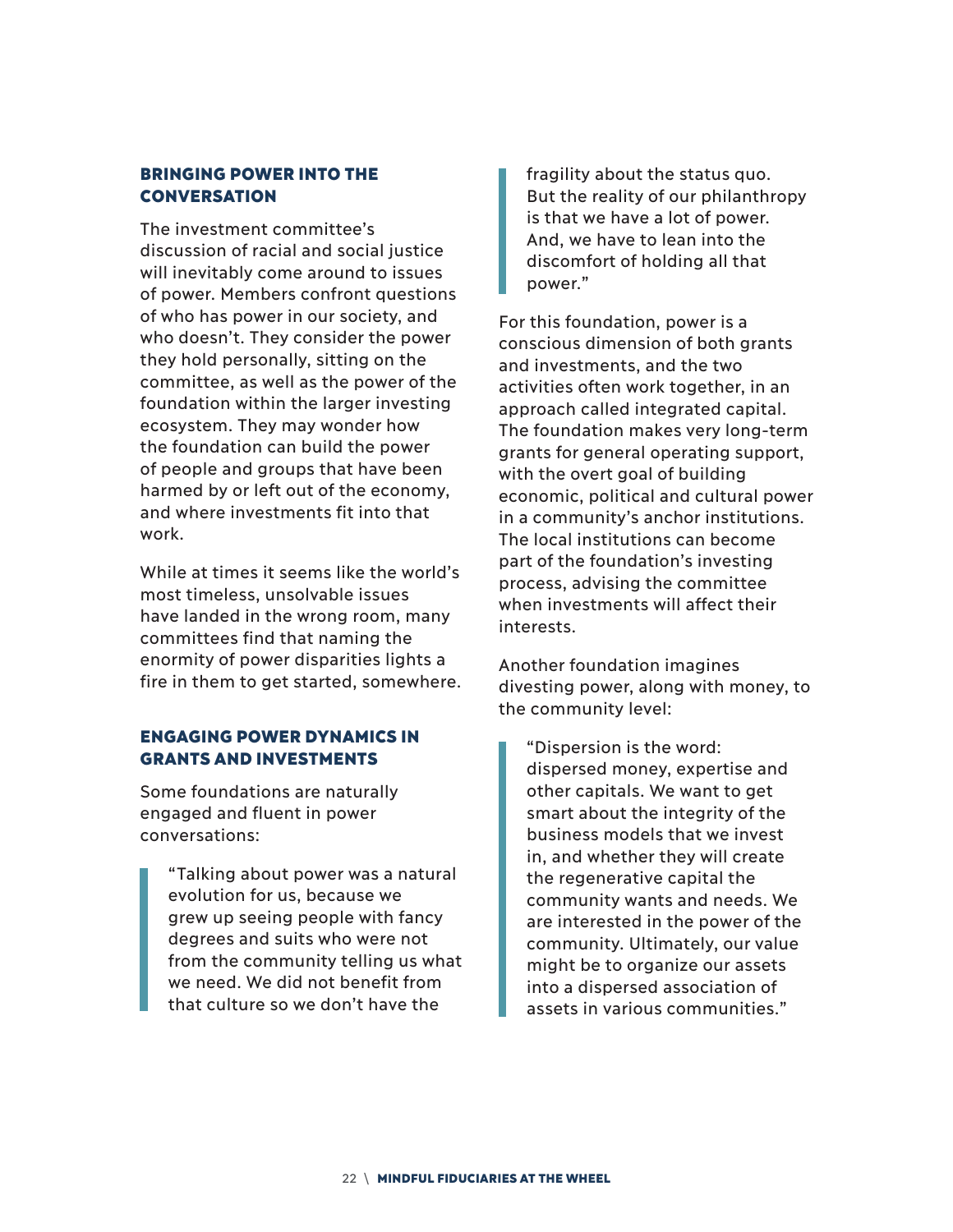## BRINGING POWER INTO THE CONVERSATION

The investment committee's discussion of racial and social justice will inevitably come around to issues of power. Members confront questions of who has power in our society, and who doesn't. They consider the power they hold personally, sitting on the committee, as well as the power of the foundation within the larger investing ecosystem. They may wonder how the foundation can build the power of people and groups that have been harmed by or left out of the economy, and where investments fit into that work.

While at times it seems like the world's most timeless, unsolvable issues have landed in the wrong room, many committees find that naming the enormity of power disparities lights a fire in them to get started, somewhere.

## ENGAGING POWER DYNAMICS IN GRANTS AND INVESTMENTS

Some foundations are naturally engaged and fluent in power conversations:

> "Talking about power was a natural evolution for us, because we grew up seeing people with fancy degrees and suits who were not from the community telling us what we need. We did not benefit from that culture so we don't have the fragility about the status quo. But the reality of our philanthropy is that we have a lot of power. And, we have to lean into the discomfort of holding all that power."

For this foundation, power is a conscious dimension of both grants and investments, and the two activities often work together, in an approach called integrated capital. The foundation makes very long-term grants for general operating support, with the overt goal of building economic, political and cultural power in a community's anchor institutions. The local institutions can become part of the foundation's investing process, advising the committee when investments will affect their interests.

Another foundation imagines divesting power, along with money, to the community level:

> "Dispersion is the word: dispersed money, expertise and other capitals. We want to get smart about the integrity of the business models that we invest in, and whether they will create the regenerative capital the community wants and needs. We are interested in the power of the community. Ultimately, our value might be to organize our assets into a dispersed association of assets in various communities."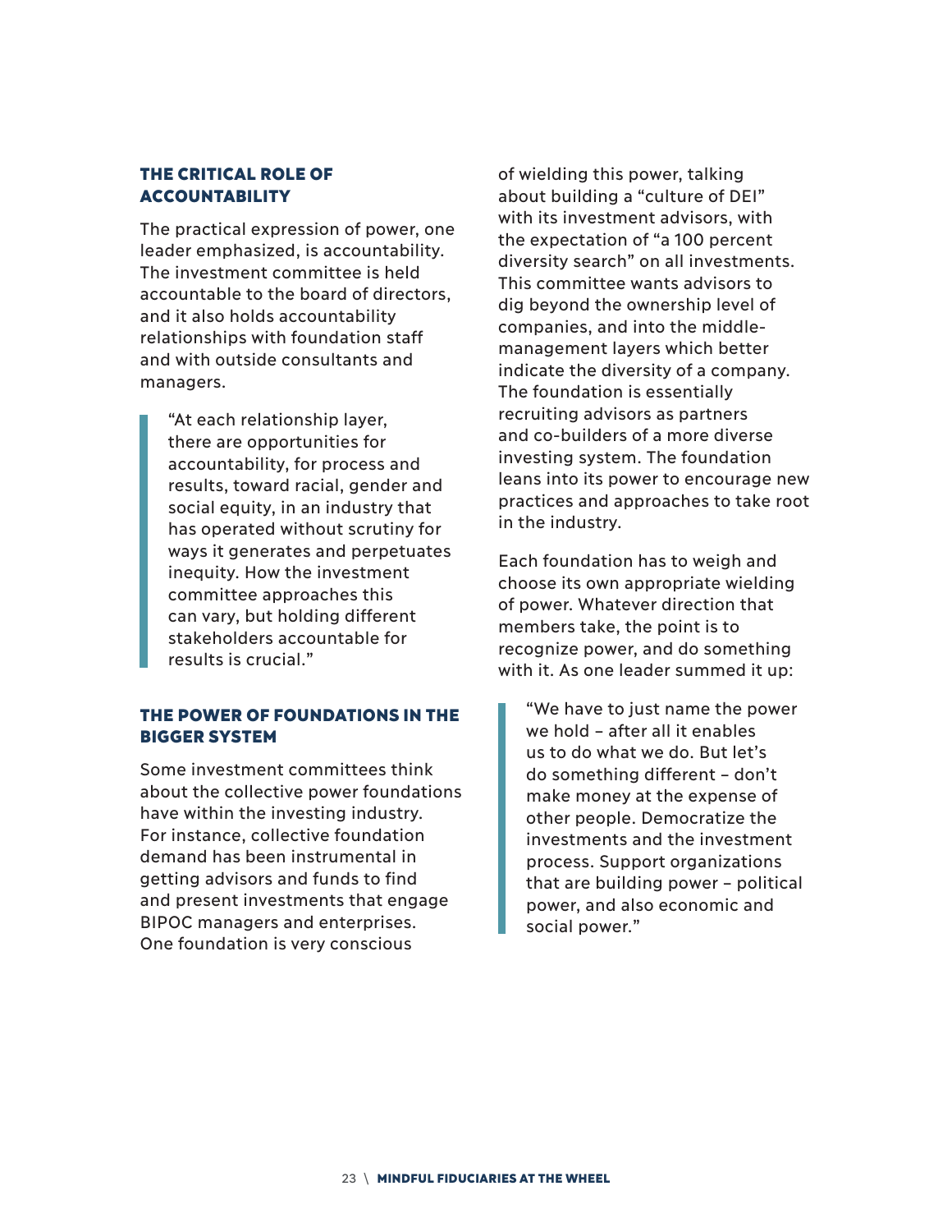### THE CRITICAL ROLE OF ACCOUNTABILITY

The practical expression of power, one leader emphasized, is accountability. The investment committee is held accountable to the board of directors, and it also holds accountability relationships with foundation staff and with outside consultants and managers.

> "At each relationship layer, there are opportunities for accountability, for process and results, toward racial, gender and social equity, in an industry that has operated without scrutiny for ways it generates and perpetuates inequity. How the investment committee approaches this can vary, but holding different stakeholders accountable for results is crucial."

### THE POWER OF FOUNDATIONS IN THE BIGGER SYSTEM

Some investment committees think about the collective power foundations have within the investing industry. For instance, collective foundation demand has been instrumental in getting advisors and funds to find and present investments that engage BIPOC managers and enterprises. One foundation is very conscious of wielding this power, talking about building a "culture of DEI" with its investment advisors, with the expectation of "a 100 percent diversity search" on all investments. This committee wants advisors to dig beyond the ownership level of companies, and into the middle-management layers which better indicate the diversity of a company. The foundation is essentially recruiting advisors as partners and co-builders of a more diverse investing system. The foundation leans into its power to encourage new practices and approaches to take root in the industry.

Each foundation has to weigh and choose its own appropriate wielding of power. Whatever direction that members take, the point is to recognize power, and do something with it. As one leader summed it up:

> "We have to just name the power we hold – after all it enables us to do what we do. But let's do something different – don't make money at the expense of other people. Democratize the investments and the investment process. Support organizations that are building power – political power, and also economic and social power."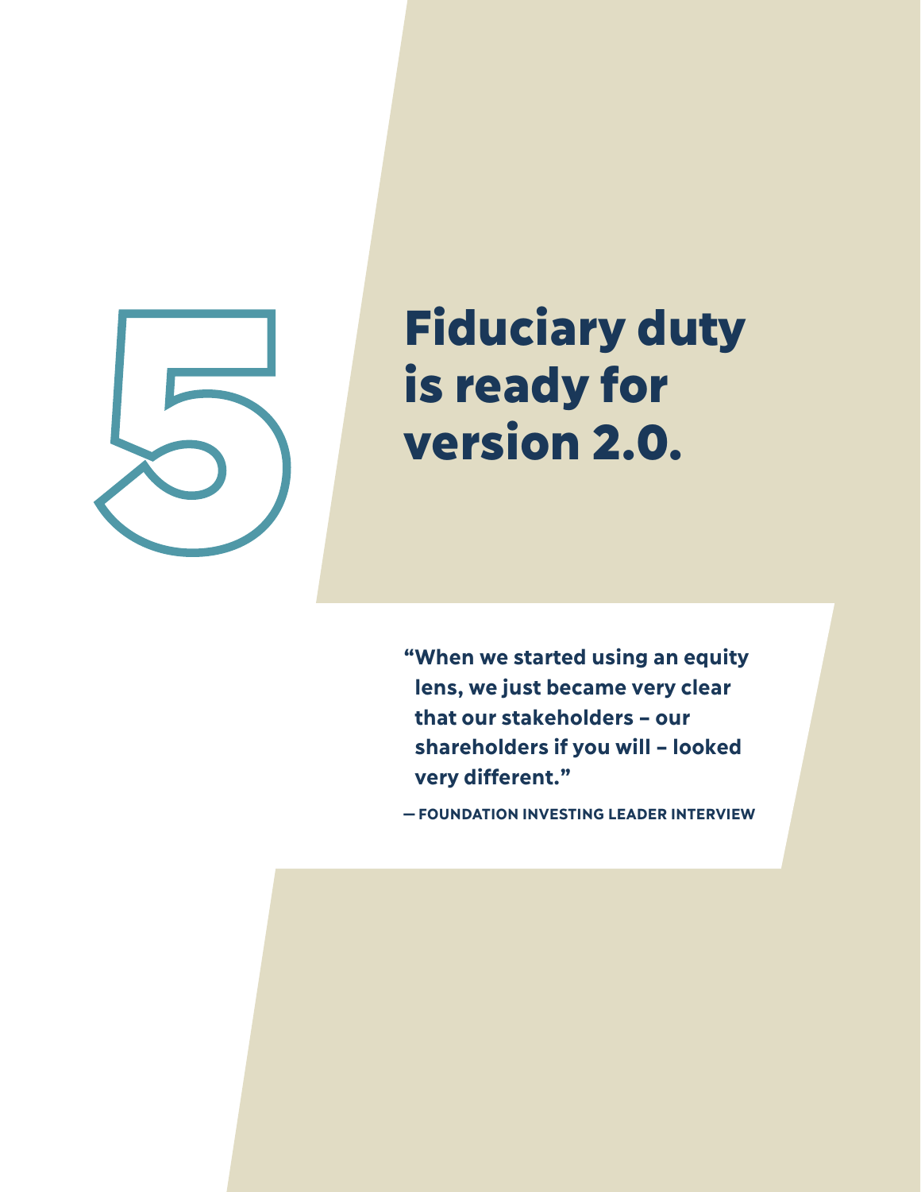# 5 Fiduciary duty is ready for version 2.0.

**"When we started using an equity lens, we just became very clear that our stakeholders – our shareholders if you will – looked very different."**

**— FOUNDATION INVESTING LEADER INTERVIEW**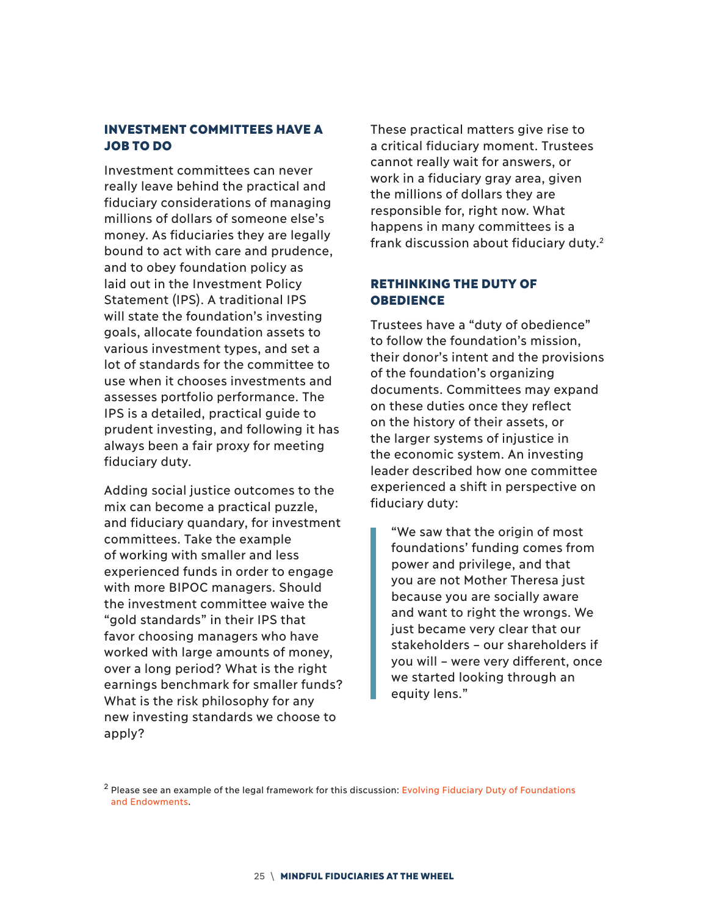## INVESTMENT COMMITTEES HAVE A JOB TO DO

Investment committees can never really leave behind the practical and fiduciary considerations of managing millions of dollars of someone else's money. As fiduciaries they are legally bound to act with care and prudence, and to obey foundation policy as laid out in the Investment Policy Statement (IPS). A traditional IPS will state the foundation's investing goals, allocate foundation assets to various investment types, and set a lot of standards for the committee to use when it chooses investments and assesses portfolio performance. The IPS is a detailed, practical guide to prudent investing, and following it has always been a fair proxy for meeting fiduciary duty.

Adding social justice outcomes to the mix can become a practical puzzle, and fiduciary quandary, for investment committees. Take the example of working with smaller and less experienced funds in order to engage with more BIPOC managers. Should the investment committee waive the "gold standards" in their IPS that favor choosing managers who have worked with large amounts of money, over a long period? What is the right earnings benchmark for smaller funds? What is the risk philosophy for any new investing standards we choose to apply?

These practical matters give rise to a critical fiduciary moment. Trustees cannot really wait for answers, or work in a fiduciary gray area, given the millions of dollars they are responsible for, right now. What happens in many committees is a frank discussion about fiduciary duty.[2]

## RETHINKING THE DUTY OF OBEDIENCE

Trustees have a "duty of obedience" to follow the foundation's mission, their donor's intent and the provisions of the foundation's organizing documents. Committees may expand on these duties once they reflect on the history of their assets, or the larger systems of injustice in the economic system. An investing leader described how one committee experienced a shift in perspective on fiduciary duty:

> "We saw that the origin of most foundations' funding comes from power and privilege, and that you are not Mother Theresa just because you are socially aware and want to right the wrongs. We just became very clear that our stakeholders – our shareholders if you will – were very different, once we started looking through an equity lens."

[2] Please see an example of the legal framework for this discussion: Evolving Fiduciary Duty of Foundations and Endowments.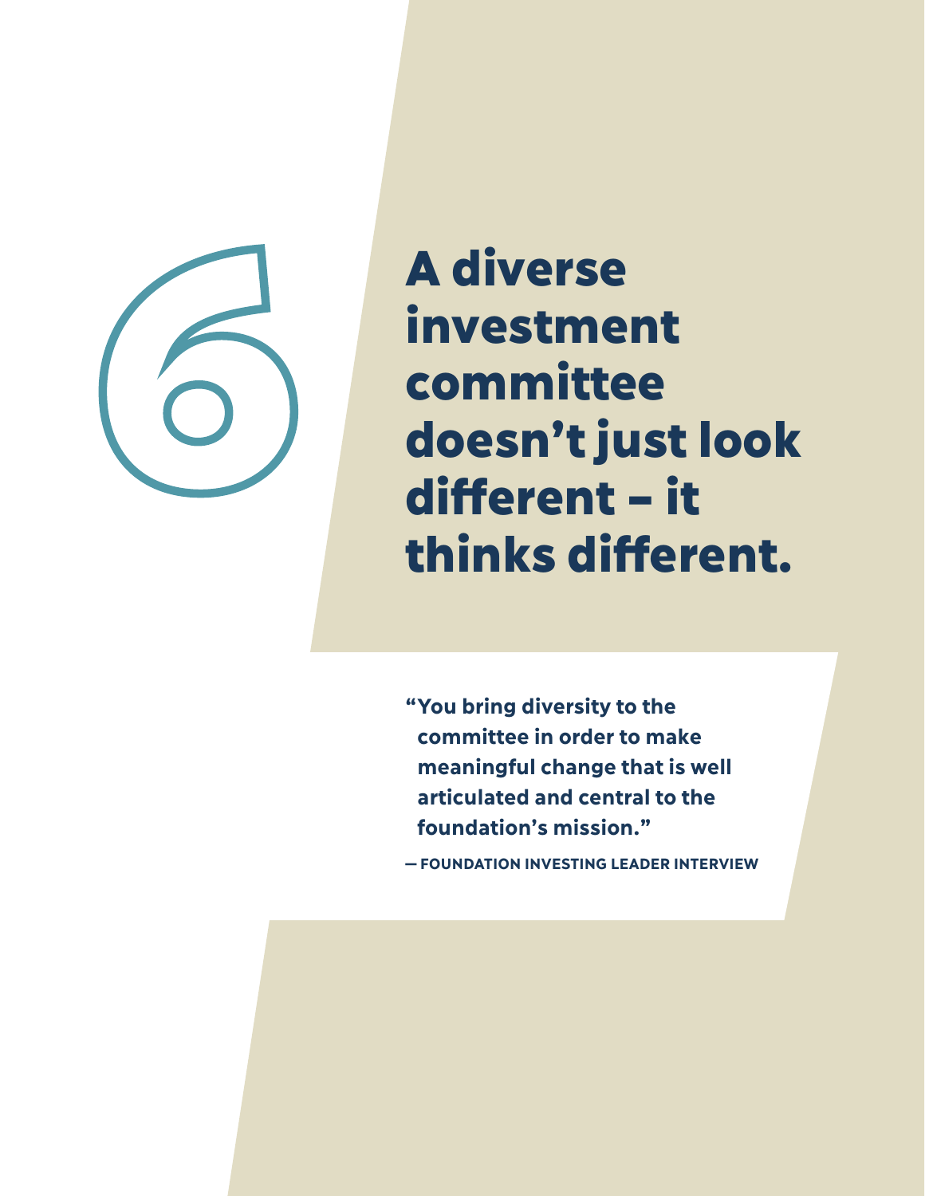# 6

# A diverse investment committee doesn't just look different – it thinks different.

> **"You bring diversity to the committee in order to make meaningful change that is well articulated and central to the foundation's mission."**
>
> **— FOUNDATION INVESTING LEADER INTERVIEW**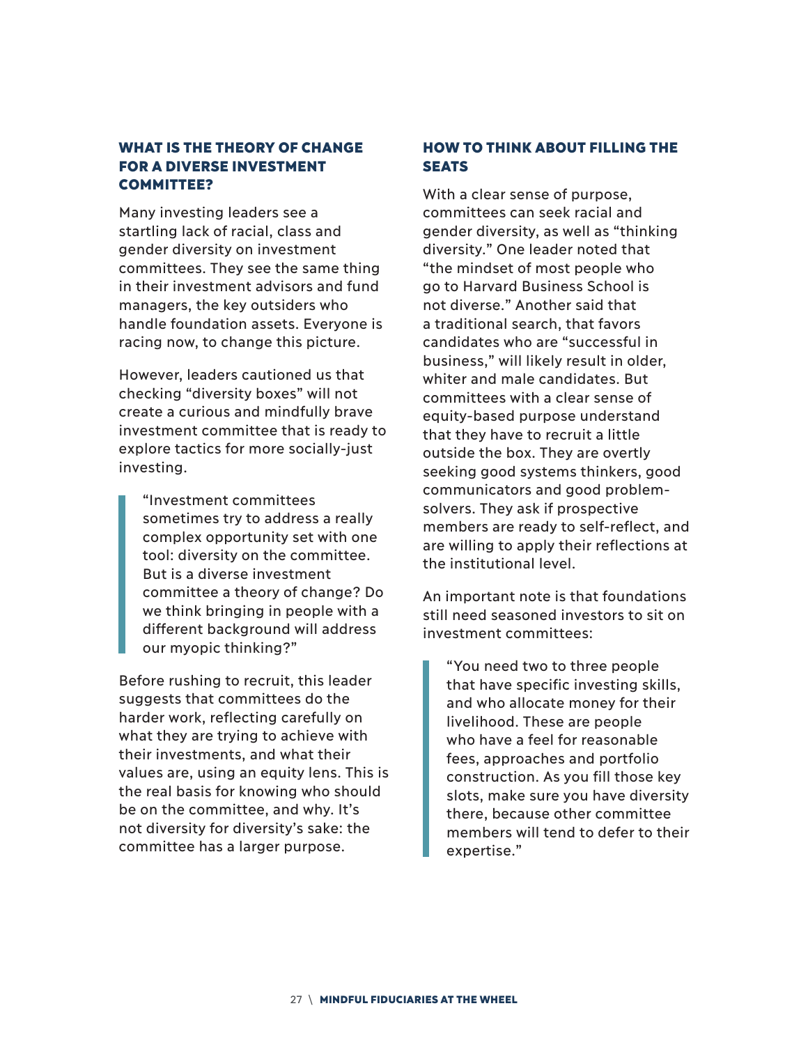### WHAT IS THE THEORY OF CHANGE FOR A DIVERSE INVESTMENT COMMITTEE?

Many investing leaders see a startling lack of racial, class and gender diversity on investment committees. They see the same thing in their investment advisors and fund managers, the key outsiders who handle foundation assets. Everyone is racing now, to change this picture.

However, leaders cautioned us that checking "diversity boxes" will not create a curious and mindfully brave investment committee that is ready to explore tactics for more socially-just investing.

> "Investment committees sometimes try to address a really complex opportunity set with one tool: diversity on the committee. But is a diverse investment committee a theory of change? Do we think bringing in people with a different background will address our myopic thinking?"

Before rushing to recruit, this leader suggests that committees do the harder work, reflecting carefully on what they are trying to achieve with their investments, and what their values are, using an equity lens. This is the real basis for knowing who should be on the committee, and why. It's not diversity for diversity's sake: the committee has a larger purpose.

### HOW TO THINK ABOUT FILLING THE SEATS

With a clear sense of purpose, committees can seek racial and gender diversity, as well as "thinking diversity." One leader noted that "the mindset of most people who go to Harvard Business School is not diverse." Another said that a traditional search, that favors candidates who are "successful in business," will likely result in older, whiter and male candidates. But committees with a clear sense of equity-based purpose understand that they have to recruit a little outside the box. They are overtly seeking good systems thinkers, good communicators and good problem-solvers. They ask if prospective members are ready to self-reflect, and are willing to apply their reflections at the institutional level.

An important note is that foundations still need seasoned investors to sit on investment committees:

> "You need two to three people that have specific investing skills, and who allocate money for their livelihood. These are people who have a feel for reasonable fees, approaches and portfolio construction. As you fill those key slots, make sure you have diversity there, because other committee members will tend to defer to their expertise."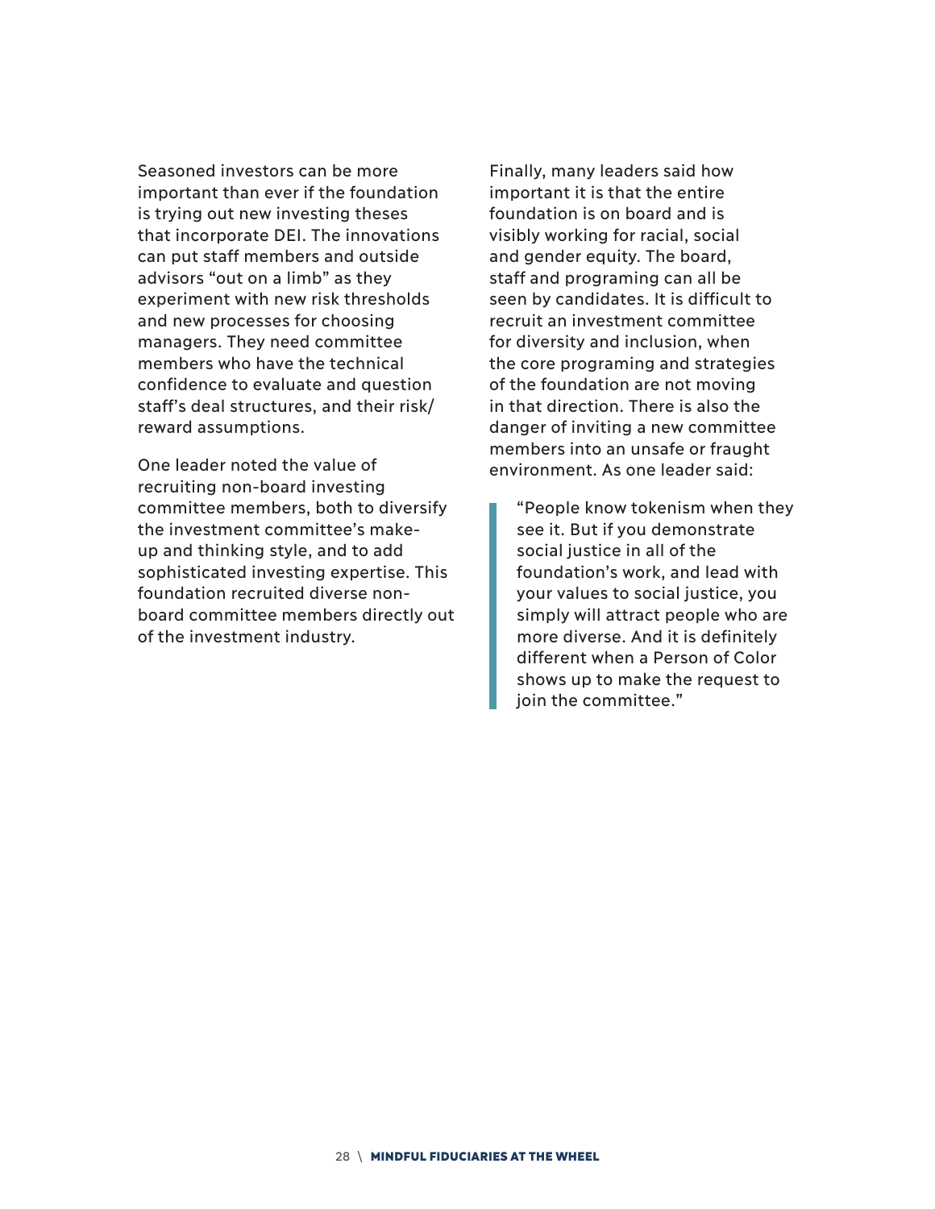Seasoned investors can be more important than ever if the foundation is trying out new investing theses that incorporate DEI. The innovations can put staff members and outside advisors "out on a limb" as they experiment with new risk thresholds and new processes for choosing managers. They need committee members who have the technical confidence to evaluate and question staff's deal structures, and their risk/reward assumptions.

One leader noted the value of recruiting non-board investing committee members, both to diversify the investment committee's make-up and thinking style, and to add sophisticated investing expertise. This foundation recruited diverse non-board committee members directly out of the investment industry.

Finally, many leaders said how important it is that the entire foundation is on board and is visibly working for racial, social and gender equity. The board, staff and programing can all be seen by candidates. It is difficult to recruit an investment committee for diversity and inclusion, when the core programing and strategies of the foundation are not moving in that direction. There is also the danger of inviting a new committee members into an unsafe or fraught environment. As one leader said:

> "People know tokenism when they see it. But if you demonstrate social justice in all of the foundation's work, and lead with your values to social justice, you simply will attract people who are more diverse. And it is definitely different when a Person of Color shows up to make the request to join the committee."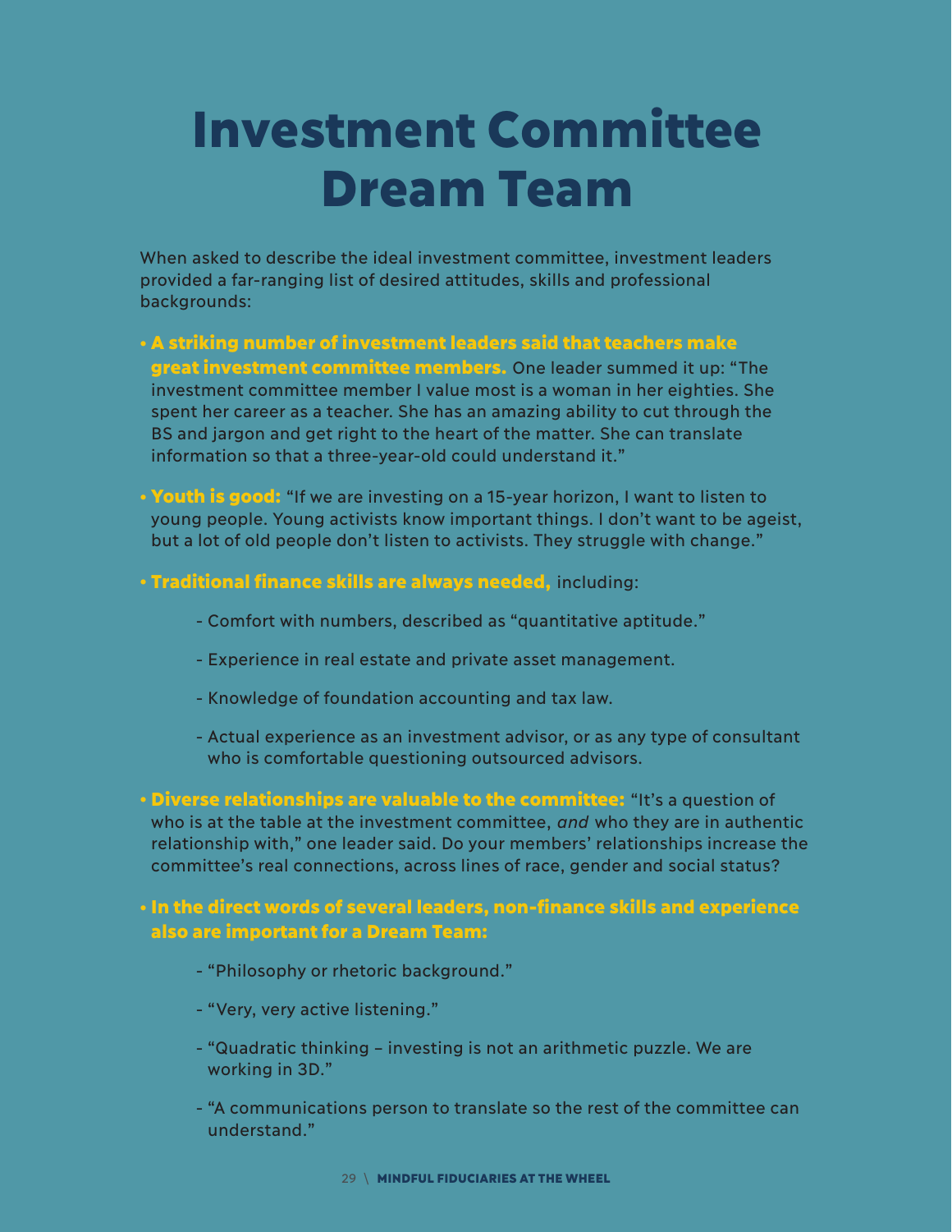# Investment Committee Dream Team

When asked to describe the ideal investment committee, investment leaders provided a far-ranging list of desired attitudes, skills and professional backgrounds:

- **A striking number of investment leaders said that teachers make great investment committee members.** One leader summed it up: "The investment committee member I value most is a woman in her eighties. She spent her career as a teacher. She has an amazing ability to cut through the BS and jargon and get right to the heart of the matter. She can translate information so that a three-year-old could understand it."

- **Youth is good:** "If we are investing on a 15-year horizon, I want to listen to young people. Young activists know important things. I don't want to be ageist, but a lot of old people don't listen to activists. They struggle with change."

- **Traditional finance skills are always needed,** including:
  - Comfort with numbers, described as "quantitative aptitude."
  - Experience in real estate and private asset management.
  - Knowledge of foundation accounting and tax law.
  - Actual experience as an investment advisor, or as any type of consultant who is comfortable questioning outsourced advisors.

- **Diverse relationships are valuable to the committee:** "It's a question of who is at the table at the investment committee, *and* who they are in authentic relationship with," one leader said. Do your members' relationships increase the committee's real connections, across lines of race, gender and social status?

- **In the direct words of several leaders, non-finance skills and experience also are important for a Dream Team:**
  - "Philosophy or rhetoric background."
  - "Very, very active listening."
  - "Quadratic thinking – investing is not an arithmetic puzzle. We are working in 3D."
  - "A communications person to translate so the rest of the committee can understand."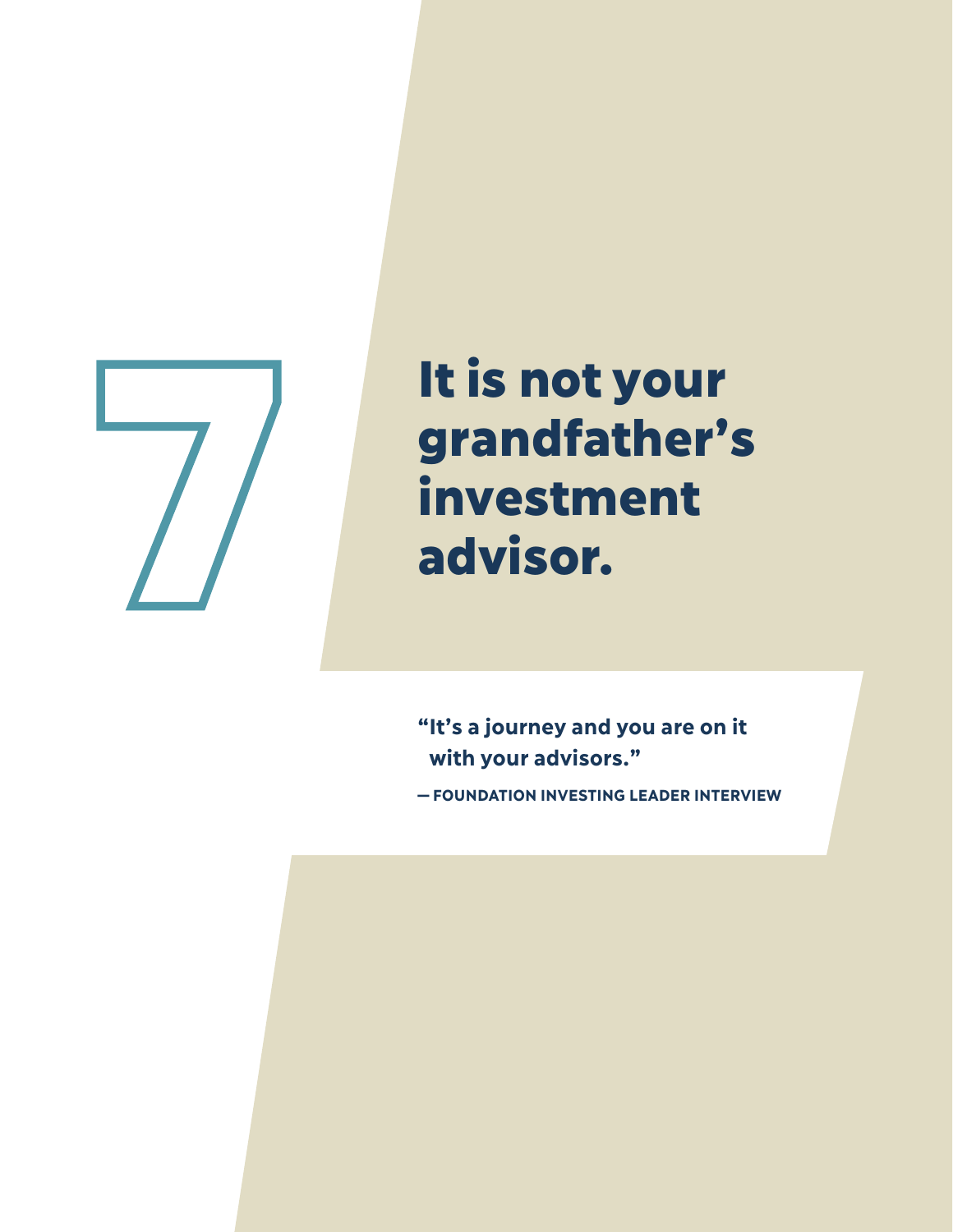# 7 It is not your grandfather's investment advisor.

**"It's a journey and you are on it with your advisors."**

**— FOUNDATION INVESTING LEADER INTERVIEW**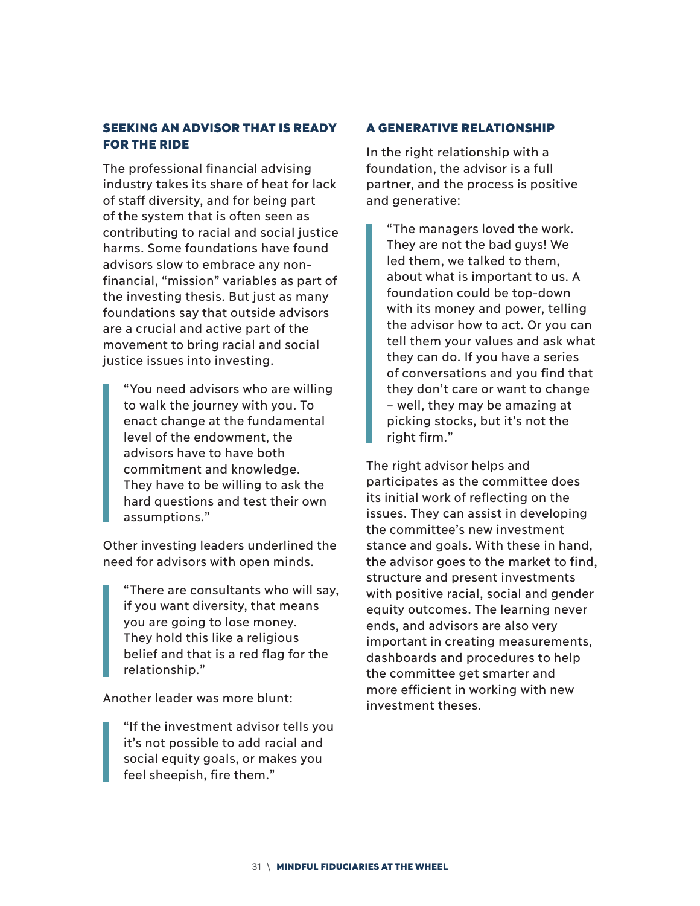## SEEKING AN ADVISOR THAT IS READY FOR THE RIDE

The professional financial advising industry takes its share of heat for lack of staff diversity, and for being part of the system that is often seen as contributing to racial and social justice harms. Some foundations have found advisors slow to embrace any non-financial, "mission" variables as part of the investing thesis. But just as many foundations say that outside advisors are a crucial and active part of the movement to bring racial and social justice issues into investing.

> "You need advisors who are willing to walk the journey with you. To enact change at the fundamental level of the endowment, the advisors have to have both commitment and knowledge. They have to be willing to ask the hard questions and test their own assumptions."

Other investing leaders underlined the need for advisors with open minds.

> "There are consultants who will say, if you want diversity, that means you are going to lose money. They hold this like a religious belief and that is a red flag for the relationship."

Another leader was more blunt:

> "If the investment advisor tells you it's not possible to add racial and social equity goals, or makes you feel sheepish, fire them."

## A GENERATIVE RELATIONSHIP

In the right relationship with a foundation, the advisor is a full partner, and the process is positive and generative:

> "The managers loved the work. They are not the bad guys! We led them, we talked to them, about what is important to us. A foundation could be top-down with its money and power, telling the advisor how to act. Or you can tell them your values and ask what they can do. If you have a series of conversations and you find that they don't care or want to change – well, they may be amazing at picking stocks, but it's not the right firm."

The right advisor helps and participates as the committee does its initial work of reflecting on the issues. They can assist in developing the committee's new investment stance and goals. With these in hand, the advisor goes to the market to find, structure and present investments with positive racial, social and gender equity outcomes. The learning never ends, and advisors are also very important in creating measurements, dashboards and procedures to help the committee get smarter and more efficient in working with new investment theses.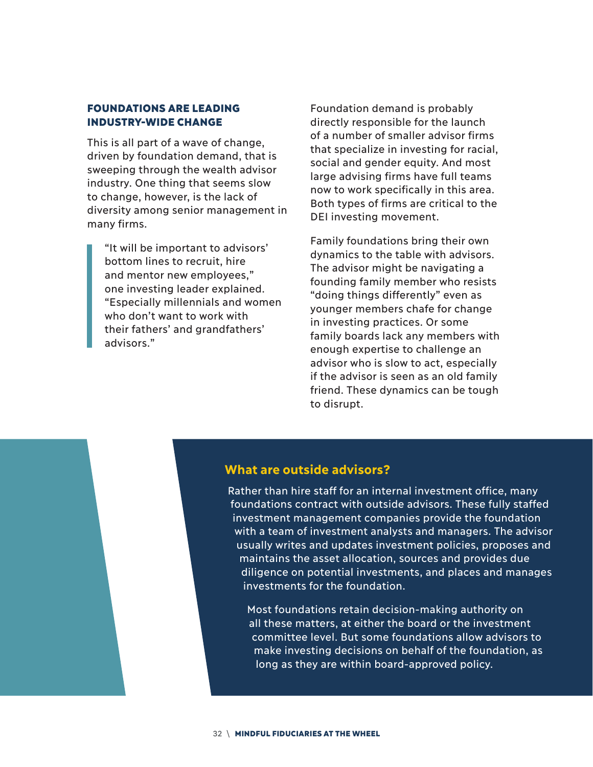### FOUNDATIONS ARE LEADING INDUSTRY-WIDE CHANGE

This is all part of a wave of change, driven by foundation demand, that is sweeping through the wealth advisor industry. One thing that seems slow to change, however, is the lack of diversity among senior management in many firms.

> "It will be important to advisors' bottom lines to recruit, hire and mentor new employees," one investing leader explained. "Especially millennials and women who don't want to work with their fathers' and grandfathers' advisors."

Foundation demand is probably directly responsible for the launch of a number of smaller advisor firms that specialize in investing for racial, social and gender equity. And most large advising firms have full teams now to work specifically in this area. Both types of firms are critical to the DEI investing movement.

Family foundations bring their own dynamics to the table with advisors. The advisor might be navigating a founding family member who resists "doing things differently" even as younger members chafe for change in investing practices. Or some family boards lack any members with enough expertise to challenge an advisor who is slow to act, especially if the advisor is seen as an old family friend. These dynamics can be tough to disrupt.

## What are outside advisors?

Rather than hire staff for an internal investment office, many foundations contract with outside advisors. These fully staffed investment management companies provide the foundation with a team of investment analysts and managers. The advisor usually writes and updates investment policies, proposes and maintains the asset allocation, sources and provides due diligence on potential investments, and places and manages investments for the foundation.

Most foundations retain decision-making authority on all these matters, at either the board or the investment committee level. But some foundations allow advisors to make investing decisions on behalf of the foundation, as long as they are within board-approved policy.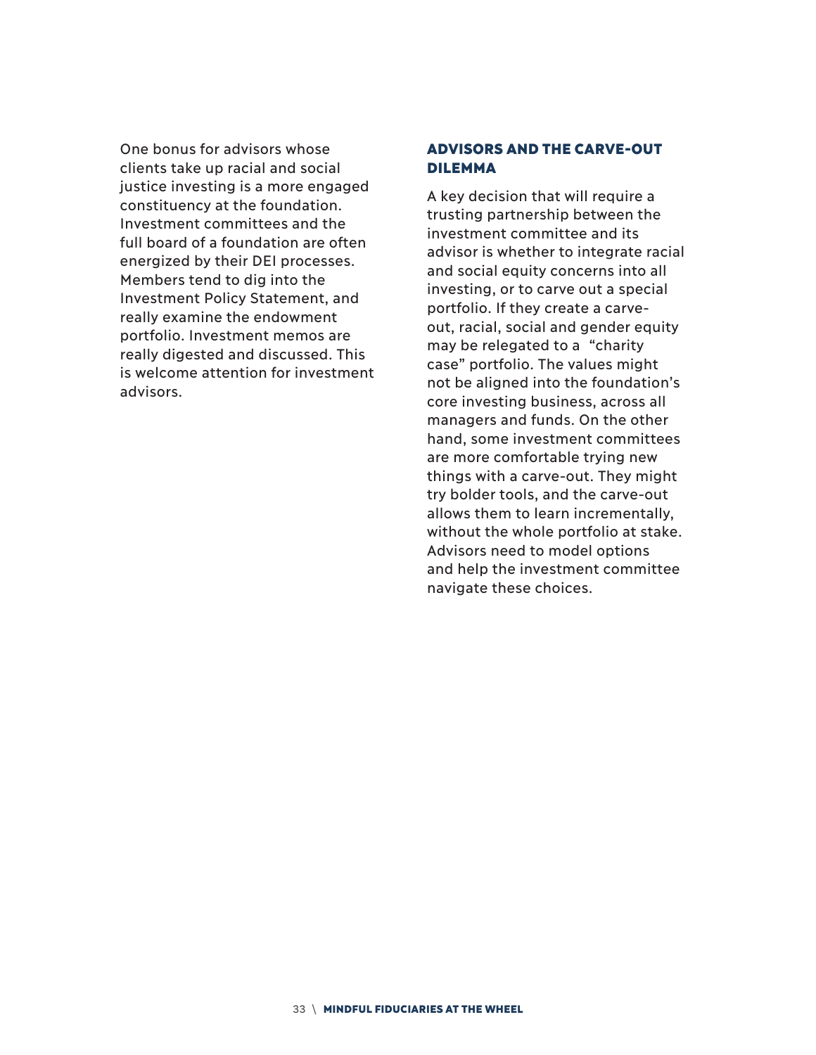One bonus for advisors whose clients take up racial and social justice investing is a more engaged constituency at the foundation. Investment committees and the full board of a foundation are often energized by their DEI processes. Members tend to dig into the Investment Policy Statement, and really examine the endowment portfolio. Investment memos are really digested and discussed. This is welcome attention for investment advisors.

## ADVISORS AND THE CARVE-OUT DILEMMA

A key decision that will require a trusting partnership between the investment committee and its advisor is whether to integrate racial and social equity concerns into all investing, or to carve out a special portfolio. If they create a carve-out, racial, social and gender equity may be relegated to a "charity case" portfolio. The values might not be aligned into the foundation's core investing business, across all managers and funds. On the other hand, some investment committees are more comfortable trying new things with a carve-out. They might try bolder tools, and the carve-out allows them to learn incrementally, without the whole portfolio at stake. Advisors need to model options and help the investment committee navigate these choices.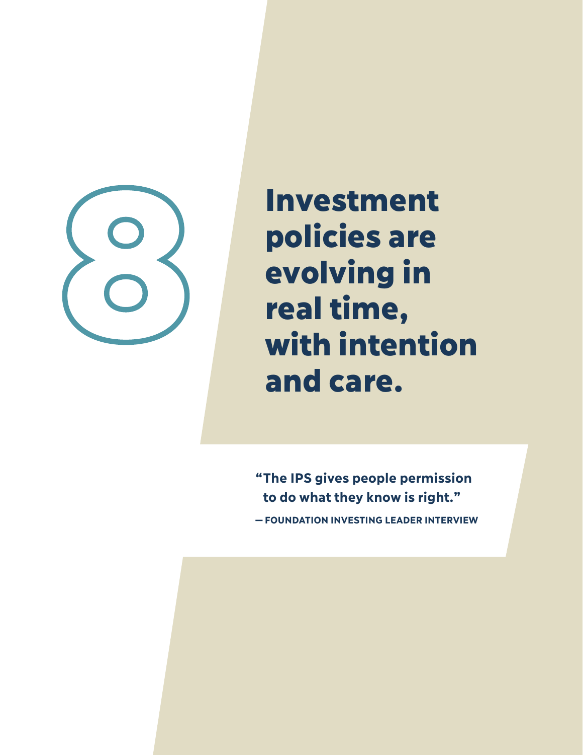# 8 Investment policies are evolving in real time, with intention and care.

> **"The IPS gives people permission to do what they know is right."**
>
> **— FOUNDATION INVESTING LEADER INTERVIEW**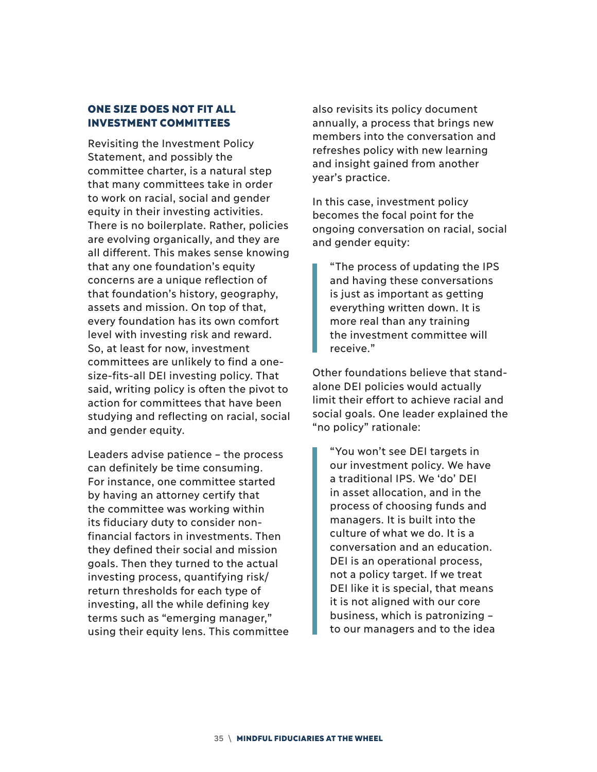## ONE SIZE DOES NOT FIT ALL INVESTMENT COMMITTEES

Revisiting the Investment Policy Statement, and possibly the committee charter, is a natural step that many committees take in order to work on racial, social and gender equity in their investing activities. There is no boilerplate. Rather, policies are evolving organically, and they are all different. This makes sense knowing that any one foundation's equity concerns are a unique reflection of that foundation's history, geography, assets and mission. On top of that, every foundation has its own comfort level with investing risk and reward. So, at least for now, investment committees are unlikely to find a one-size-fits-all DEI investing policy. That said, writing policy is often the pivot to action for committees that have been studying and reflecting on racial, social and gender equity.

Leaders advise patience – the process can definitely be time consuming. For instance, one committee started by having an attorney certify that the committee was working within its fiduciary duty to consider non-financial factors in investments. Then they defined their social and mission goals. Then they turned to the actual investing process, quantifying risk/return thresholds for each type of investing, all the while defining key terms such as "emerging manager," using their equity lens. This committee also revisits its policy document annually, a process that brings new members into the conversation and refreshes policy with new learning and insight gained from another year's practice.

In this case, investment policy becomes the focal point for the ongoing conversation on racial, social and gender equity:

> "The process of updating the IPS and having these conversations is just as important as getting everything written down. It is more real than any training the investment committee will receive."

Other foundations believe that stand-alone DEI policies would actually limit their effort to achieve racial and social goals. One leader explained the "no policy" rationale:

> "You won't see DEI targets in our investment policy. We have a traditional IPS. We 'do' DEI in asset allocation, and in the process of choosing funds and managers. It is built into the culture of what we do. It is a conversation and an education. DEI is an operational process, not a policy target. If we treat DEI like it is special, that means it is not aligned with our core business, which is patronizing – to our managers and to the idea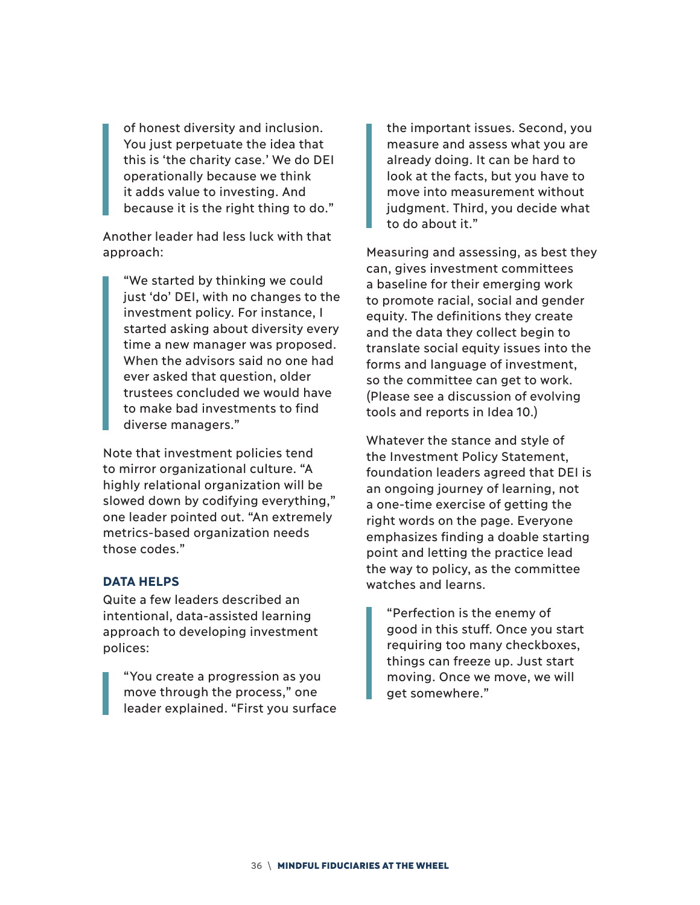> of honest diversity and inclusion. You just perpetuate the idea that this is 'the charity case.' We do DEI operationally because we think it adds value to investing. And because it is the right thing to do."

Another leader had less luck with that approach:

> "We started by thinking we could just 'do' DEI, with no changes to the investment policy. For instance, I started asking about diversity every time a new manager was proposed. When the advisors said no one had ever asked that question, older trustees concluded we would have to make bad investments to find diverse managers."

Note that investment policies tend to mirror organizational culture. "A highly relational organization will be slowed down by codifying everything," one leader pointed out. "An extremely metrics-based organization needs those codes."

### DATA HELPS

Quite a few leaders described an intentional, data-assisted learning approach to developing investment polices:

> "You create a progression as you move through the process," one leader explained. "First you surface the important issues. Second, you measure and assess what you are already doing. It can be hard to look at the facts, but you have to move into measurement without judgment. Third, you decide what to do about it."

Measuring and assessing, as best they can, gives investment committees a baseline for their emerging work to promote racial, social and gender equity. The definitions they create and the data they collect begin to translate social equity issues into the forms and language of investment, so the committee can get to work. (Please see a discussion of evolving tools and reports in Idea 10.)

Whatever the stance and style of the Investment Policy Statement, foundation leaders agreed that DEI is an ongoing journey of learning, not a one-time exercise of getting the right words on the page. Everyone emphasizes finding a doable starting point and letting the practice lead the way to policy, as the committee watches and learns.

> "Perfection is the enemy of good in this stuff. Once you start requiring too many checkboxes, things can freeze up. Just start moving. Once we move, we will get somewhere."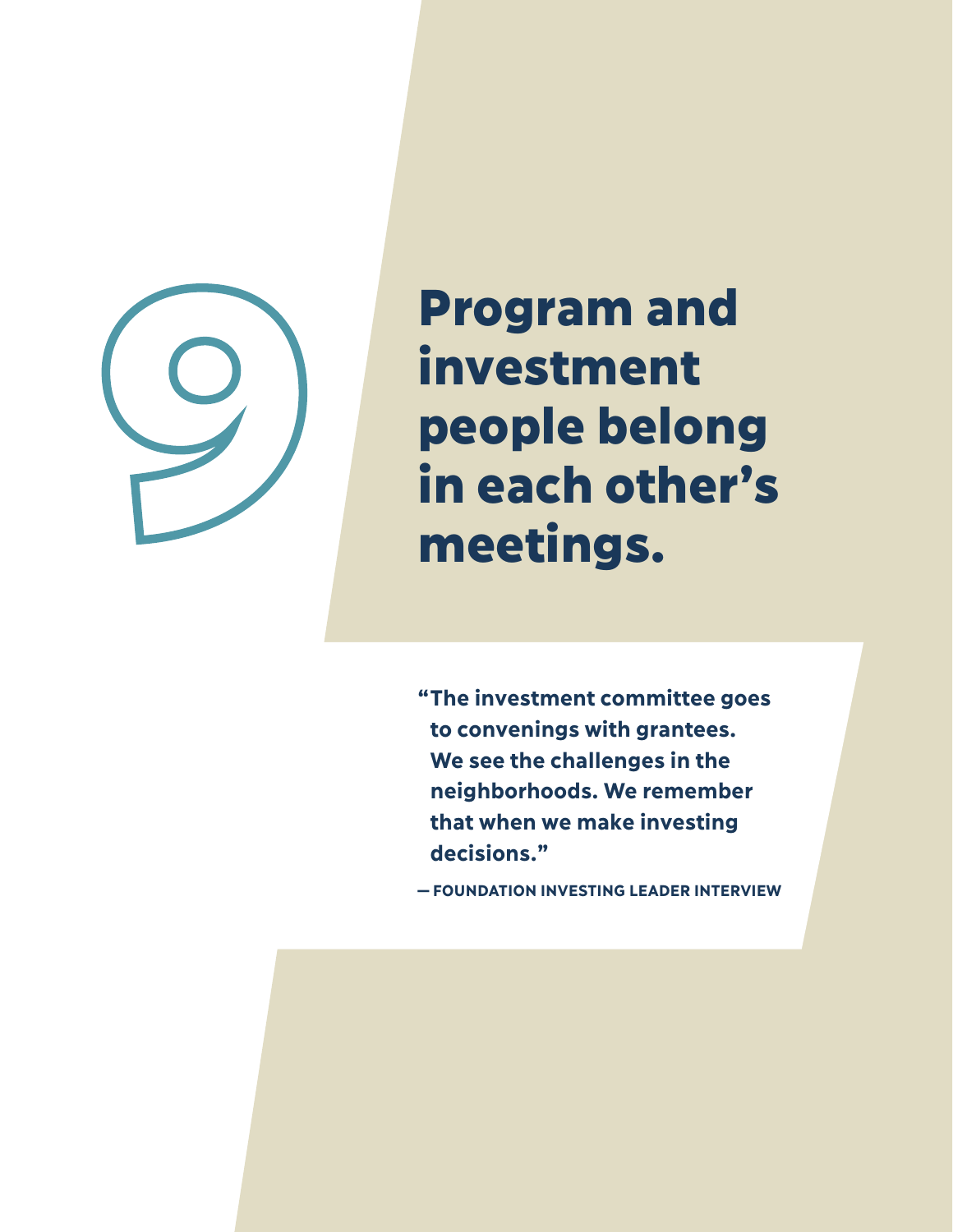# 9 Program and investment people belong in each other's meetings.

**"The investment committee goes to convenings with grantees. We see the challenges in the neighborhoods. We remember that when we make investing decisions."**

**— FOUNDATION INVESTING LEADER INTERVIEW**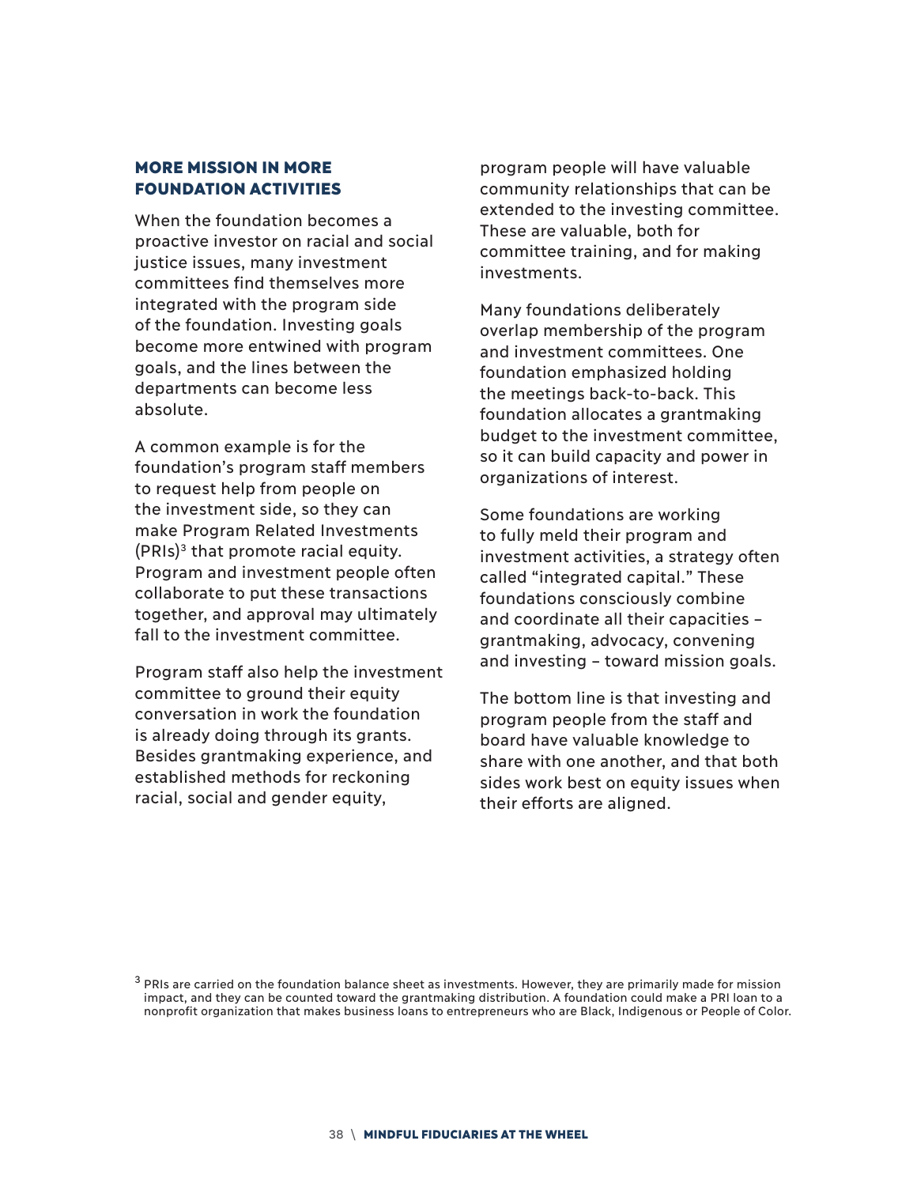## MORE MISSION IN MORE FOUNDATION ACTIVITIES

When the foundation becomes a proactive investor on racial and social justice issues, many investment committees find themselves more integrated with the program side of the foundation. Investing goals become more entwined with program goals, and the lines between the departments can become less absolute.

A common example is for the foundation's program staff members to request help from people on the investment side, so they can make Program Related Investments (PRIs)[3] that promote racial equity. Program and investment people often collaborate to put these transactions together, and approval may ultimately fall to the investment committee.

Program staff also help the investment committee to ground their equity conversation in work the foundation is already doing through its grants. Besides grantmaking experience, and established methods for reckoning racial, social and gender equity, program people will have valuable community relationships that can be extended to the investing committee. These are valuable, both for committee training, and for making investments.

Many foundations deliberately overlap membership of the program and investment committees. One foundation emphasized holding the meetings back-to-back. This foundation allocates a grantmaking budget to the investment committee, so it can build capacity and power in organizations of interest.

Some foundations are working to fully meld their program and investment activities, a strategy often called "integrated capital." These foundations consciously combine and coordinate all their capacities – grantmaking, advocacy, convening and investing – toward mission goals.

The bottom line is that investing and program people from the staff and board have valuable knowledge to share with one another, and that both sides work best on equity issues when their efforts are aligned.

[3] PRIs are carried on the foundation balance sheet as investments. However, they are primarily made for mission impact, and they can be counted toward the grantmaking distribution. A foundation could make a PRI loan to a nonprofit organization that makes business loans to entrepreneurs who are Black, Indigenous or People of Color.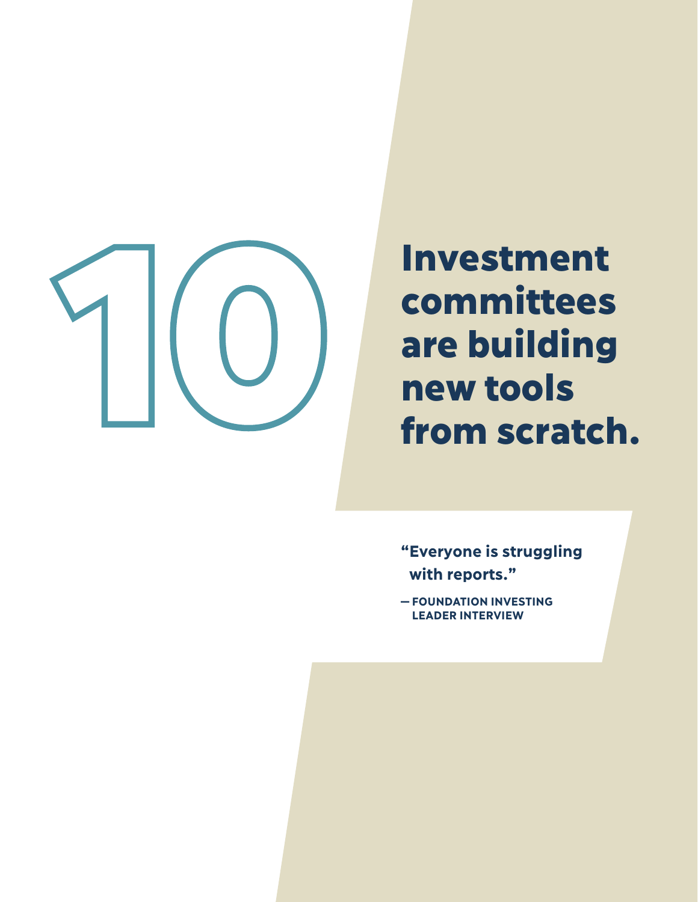# 10 Investment committees are building new tools from scratch.

> "Everyone is struggling with reports."
>
> — FOUNDATION INVESTING LEADER INTERVIEW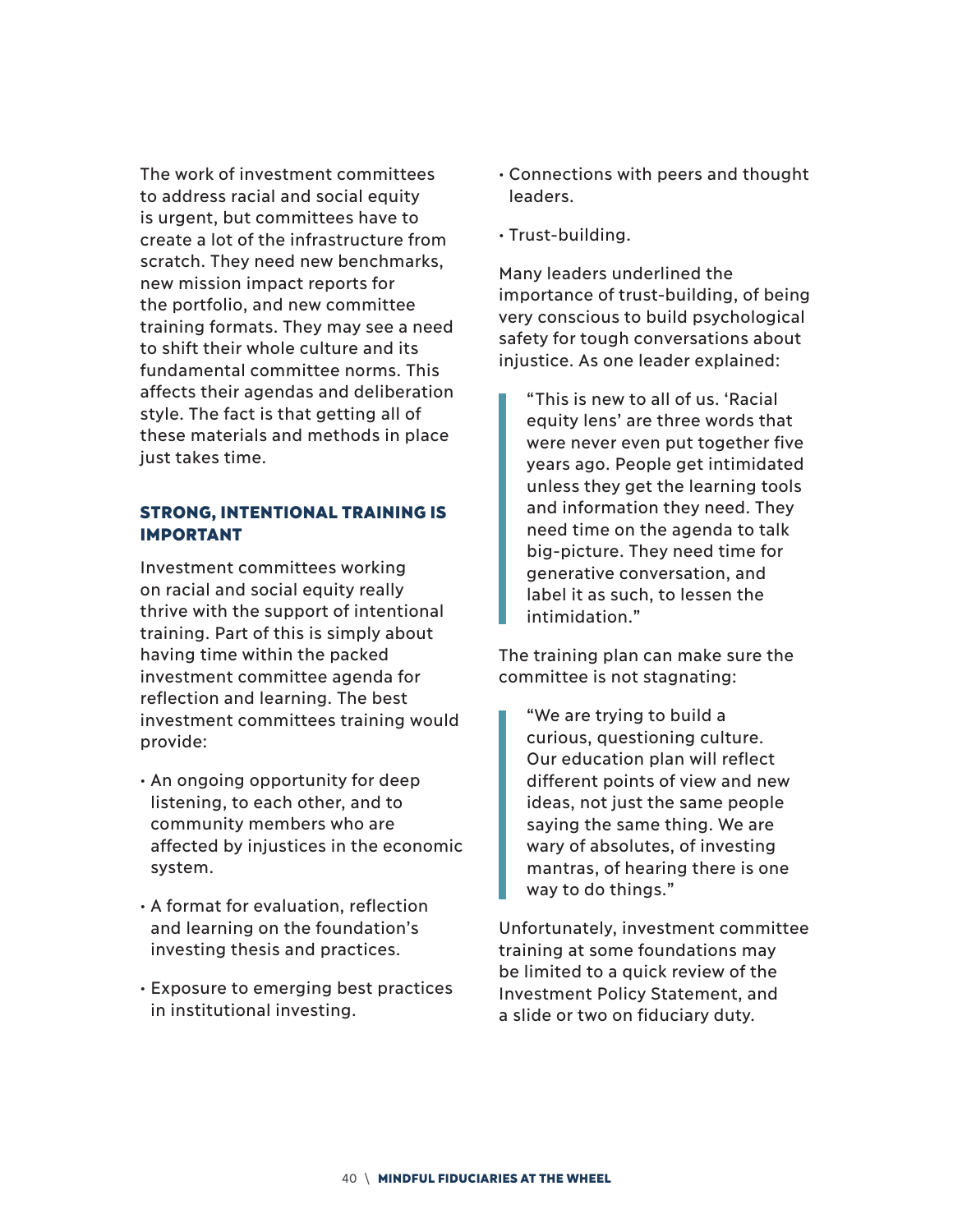The work of investment committees to address racial and social equity is urgent, but committees have to create a lot of the infrastructure from scratch. They need new benchmarks, new mission impact reports for the portfolio, and new committee training formats. They may see a need to shift their whole culture and its fundamental committee norms. This affects their agendas and deliberation style. The fact is that getting all of these materials and methods in place just takes time.

## STRONG, INTENTIONAL TRAINING IS IMPORTANT

Investment committees working on racial and social equity really thrive with the support of intentional training. Part of this is simply about having time within the packed investment committee agenda for reflection and learning. The best investment committees training would provide:

- An ongoing opportunity for deep listening, to each other, and to community members who are affected by injustices in the economic system.
- A format for evaluation, reflection and learning on the foundation's investing thesis and practices.
- Exposure to emerging best practices in institutional investing.
- Connections with peers and thought leaders.
- Trust-building.

Many leaders underlined the importance of trust-building, of being very conscious to build psychological safety for tough conversations about injustice. As one leader explained:

> "This is new to all of us. 'Racial equity lens' are three words that were never even put together five years ago. People get intimidated unless they get the learning tools and information they need. They need time on the agenda to talk big-picture. They need time for generative conversation, and label it as such, to lessen the intimidation."

The training plan can make sure the committee is not stagnating:

> "We are trying to build a curious, questioning culture. Our education plan will reflect different points of view and new ideas, not just the same people saying the same thing. We are wary of absolutes, of investing mantras, of hearing there is one way to do things."

Unfortunately, investment committee training at some foundations may be limited to a quick review of the Investment Policy Statement, and a slide or two on fiduciary duty.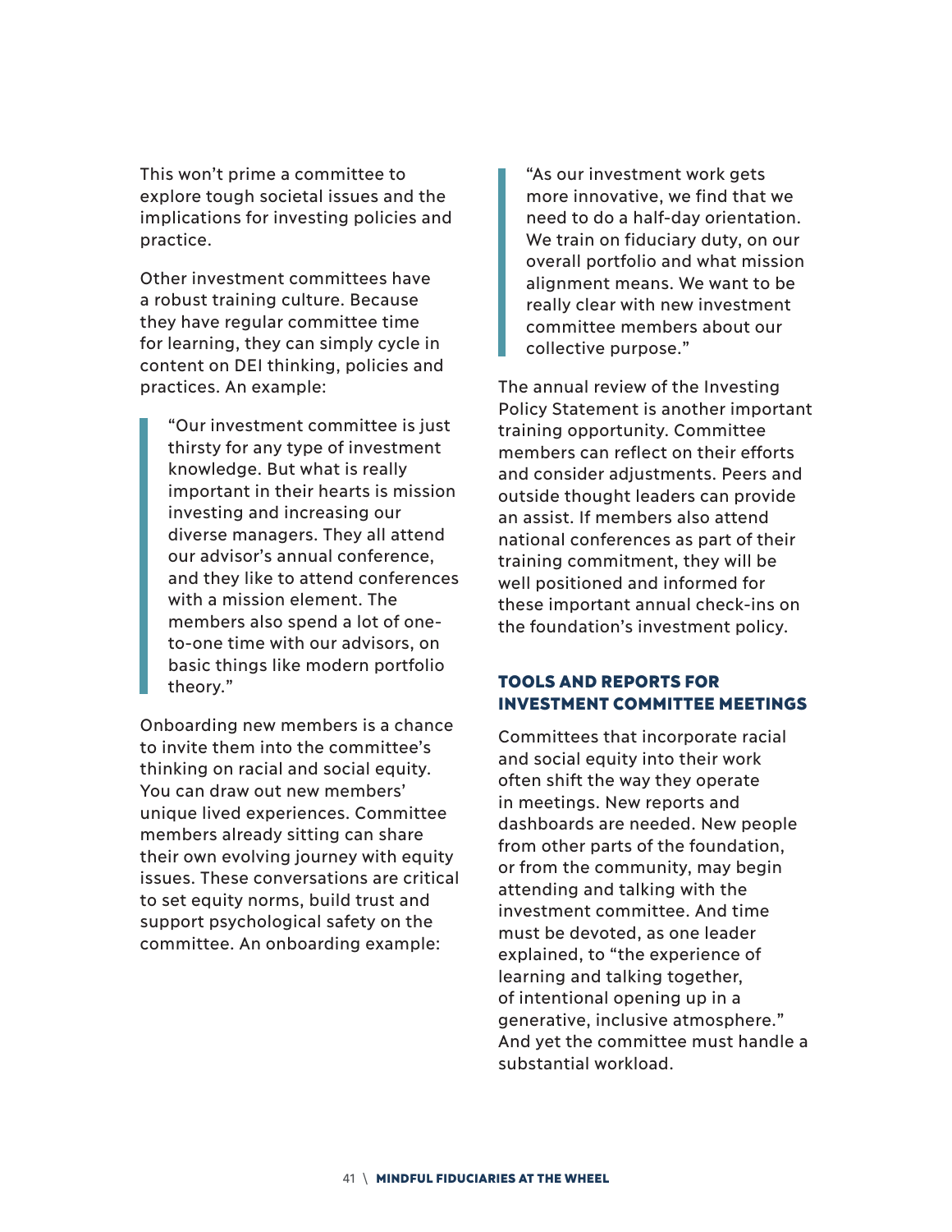This won't prime a committee to explore tough societal issues and the implications for investing policies and practice.

Other investment committees have a robust training culture. Because they have regular committee time for learning, they can simply cycle in content on DEI thinking, policies and practices. An example:

> "Our investment committee is just thirsty for any type of investment knowledge. But what is really important in their hearts is mission investing and increasing our diverse managers. They all attend our advisor's annual conference, and they like to attend conferences with a mission element. The members also spend a lot of one-to-one time with our advisors, on basic things like modern portfolio theory."

Onboarding new members is a chance to invite them into the committee's thinking on racial and social equity. You can draw out new members' unique lived experiences. Committee members already sitting can share their own evolving journey with equity issues. These conversations are critical to set equity norms, build trust and support psychological safety on the committee. An onboarding example:

> "As our investment work gets more innovative, we find that we need to do a half-day orientation. We train on fiduciary duty, on our overall portfolio and what mission alignment means. We want to be really clear with new investment committee members about our collective purpose."

The annual review of the Investing Policy Statement is another important training opportunity. Committee members can reflect on their efforts and consider adjustments. Peers and outside thought leaders can provide an assist. If members also attend national conferences as part of their training commitment, they will be well positioned and informed for these important annual check-ins on the foundation's investment policy.

## TOOLS AND REPORTS FOR INVESTMENT COMMITTEE MEETINGS

Committees that incorporate racial and social equity into their work often shift the way they operate in meetings. New reports and dashboards are needed. New people from other parts of the foundation, or from the community, may begin attending and talking with the investment committee. And time must be devoted, as one leader explained, to "the experience of learning and talking together, of intentional opening up in a generative, inclusive atmosphere." And yet the committee must handle a substantial workload.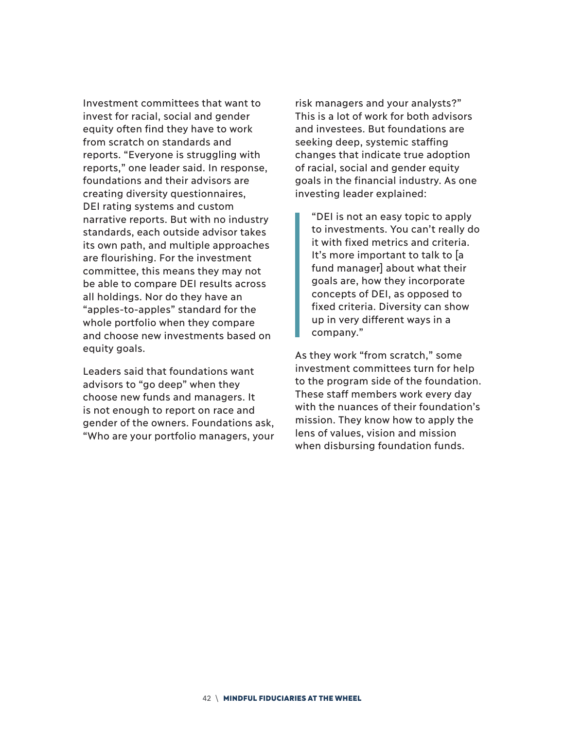Investment committees that want to invest for racial, social and gender equity often find they have to work from scratch on standards and reports. "Everyone is struggling with reports," one leader said. In response, foundations and their advisors are creating diversity questionnaires, DEI rating systems and custom narrative reports. But with no industry standards, each outside advisor takes its own path, and multiple approaches are flourishing. For the investment committee, this means they may not be able to compare DEI results across all holdings. Nor do they have an "apples-to-apples" standard for the whole portfolio when they compare and choose new investments based on equity goals.

Leaders said that foundations want advisors to "go deep" when they choose new funds and managers. It is not enough to report on race and gender of the owners. Foundations ask, "Who are your portfolio managers, your risk managers and your analysts?" This is a lot of work for both advisors and investees. But foundations are seeking deep, systemic staffing changes that indicate true adoption of racial, social and gender equity goals in the financial industry. As one investing leader explained:

> "DEI is not an easy topic to apply to investments. You can't really do it with fixed metrics and criteria. It's more important to talk to [a fund manager] about what their goals are, how they incorporate concepts of DEI, as opposed to fixed criteria. Diversity can show up in very different ways in a company."

As they work "from scratch," some investment committees turn for help to the program side of the foundation. These staff members work every day with the nuances of their foundation's mission. They know how to apply the lens of values, vision and mission when disbursing foundation funds.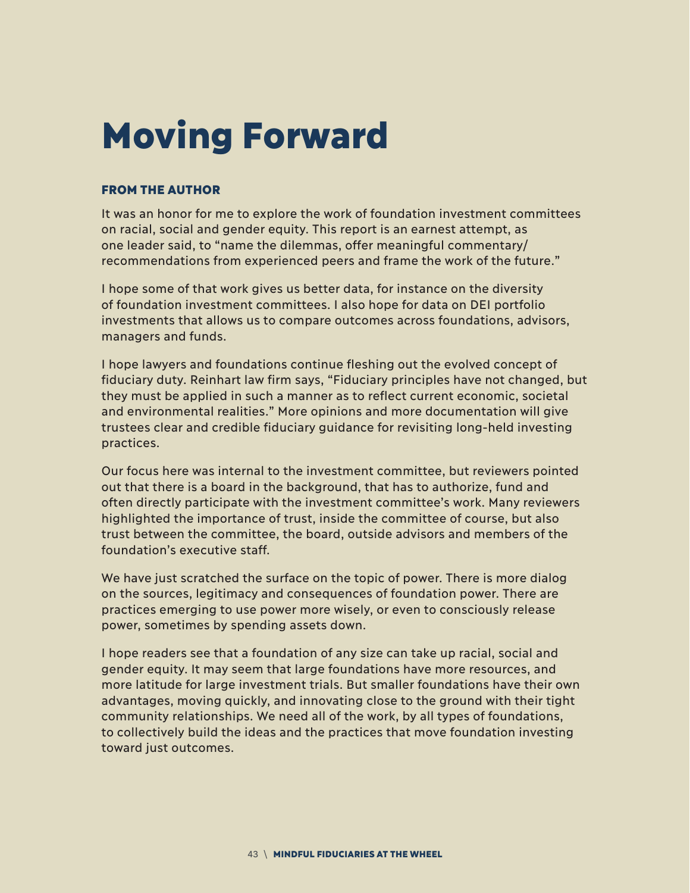# Moving Forward

### FROM THE AUTHOR

It was an honor for me to explore the work of foundation investment committees on racial, social and gender equity. This report is an earnest attempt, as one leader said, to "name the dilemmas, offer meaningful commentary/ recommendations from experienced peers and frame the work of the future."

I hope some of that work gives us better data, for instance on the diversity of foundation investment committees. I also hope for data on DEI portfolio investments that allows us to compare outcomes across foundations, advisors, managers and funds.

I hope lawyers and foundations continue fleshing out the evolved concept of fiduciary duty. Reinhart law firm says, "Fiduciary principles have not changed, but they must be applied in such a manner as to reflect current economic, societal and environmental realities." More opinions and more documentation will give trustees clear and credible fiduciary guidance for revisiting long-held investing practices.

Our focus here was internal to the investment committee, but reviewers pointed out that there is a board in the background, that has to authorize, fund and often directly participate with the investment committee's work. Many reviewers highlighted the importance of trust, inside the committee of course, but also trust between the committee, the board, outside advisors and members of the foundation's executive staff.

We have just scratched the surface on the topic of power. There is more dialog on the sources, legitimacy and consequences of foundation power. There are practices emerging to use power more wisely, or even to consciously release power, sometimes by spending assets down.

I hope readers see that a foundation of any size can take up racial, social and gender equity. It may seem that large foundations have more resources, and more latitude for large investment trials. But smaller foundations have their own advantages, moving quickly, and innovating close to the ground with their tight community relationships. We need all of the work, by all types of foundations, to collectively build the ideas and the practices that move foundation investing toward just outcomes.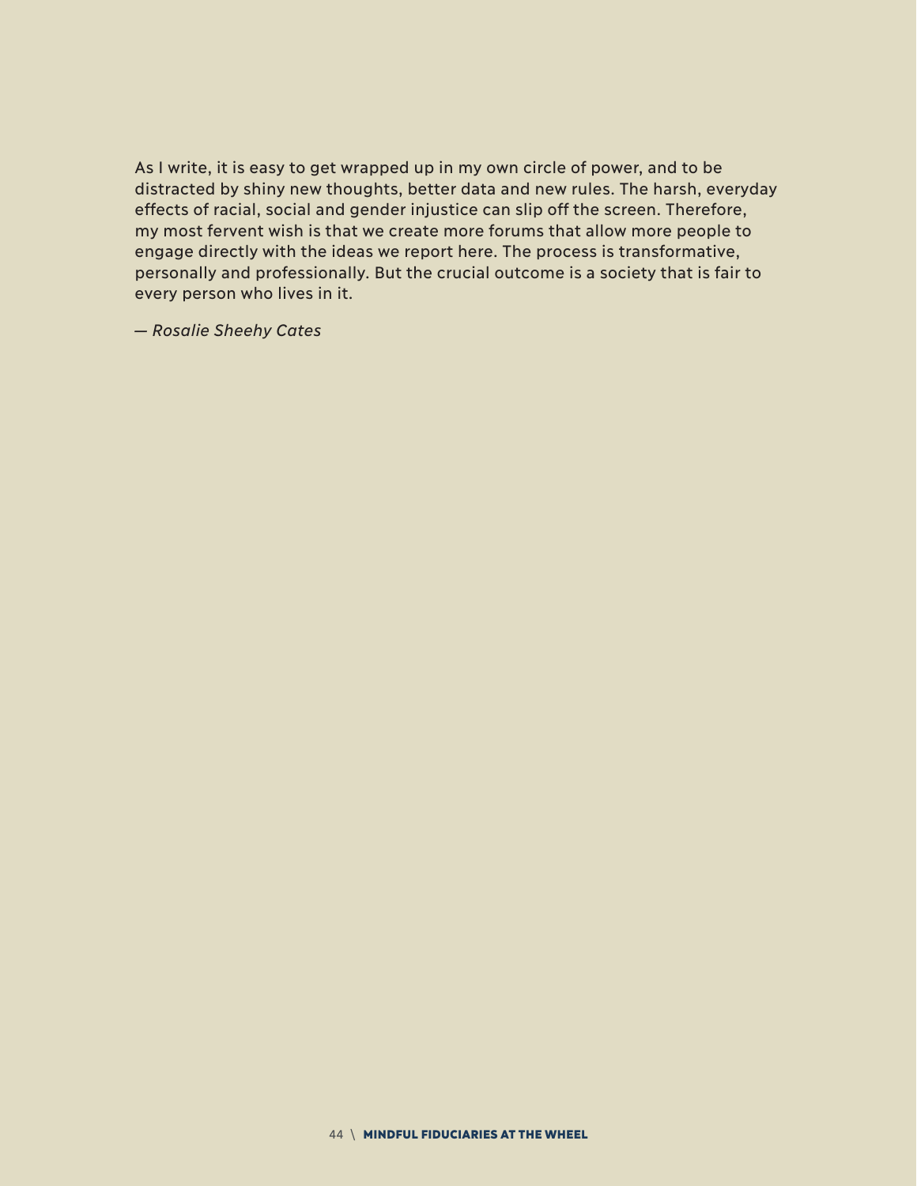As I write, it is easy to get wrapped up in my own circle of power, and to be distracted by shiny new thoughts, better data and new rules. The harsh, everyday effects of racial, social and gender injustice can slip off the screen. Therefore, my most fervent wish is that we create more forums that allow more people to engage directly with the ideas we report here. The process is transformative, personally and professionally. But the crucial outcome is a society that is fair to every person who lives in it.

*— Rosalie Sheehy Cates*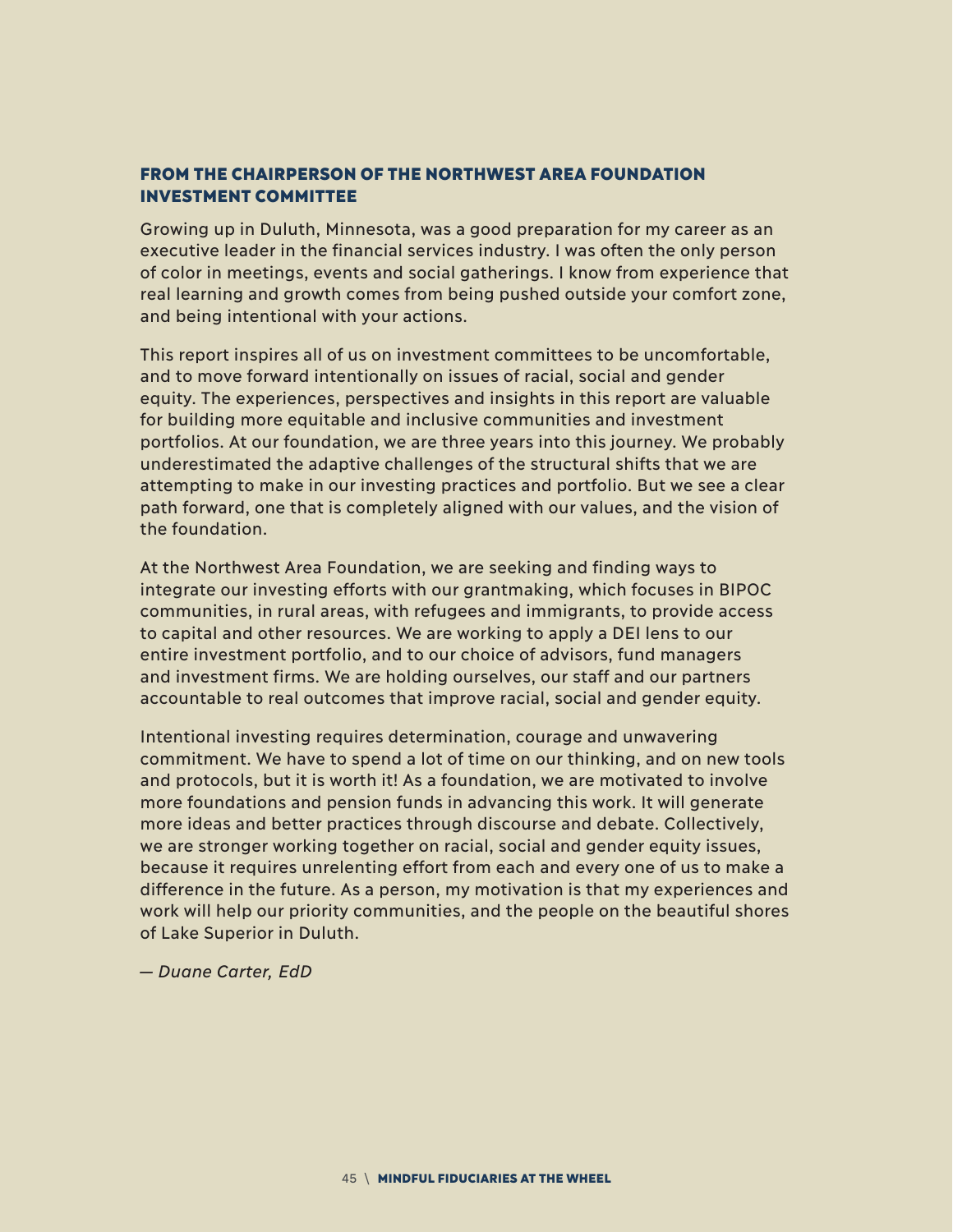## FROM THE CHAIRPERSON OF THE NORTHWEST AREA FOUNDATION INVESTMENT COMMITTEE

Growing up in Duluth, Minnesota, was a good preparation for my career as an executive leader in the financial services industry. I was often the only person of color in meetings, events and social gatherings. I know from experience that real learning and growth comes from being pushed outside your comfort zone, and being intentional with your actions.

This report inspires all of us on investment committees to be uncomfortable, and to move forward intentionally on issues of racial, social and gender equity. The experiences, perspectives and insights in this report are valuable for building more equitable and inclusive communities and investment portfolios. At our foundation, we are three years into this journey. We probably underestimated the adaptive challenges of the structural shifts that we are attempting to make in our investing practices and portfolio. But we see a clear path forward, one that is completely aligned with our values, and the vision of the foundation.

At the Northwest Area Foundation, we are seeking and finding ways to integrate our investing efforts with our grantmaking, which focuses in BIPOC communities, in rural areas, with refugees and immigrants, to provide access to capital and other resources. We are working to apply a DEI lens to our entire investment portfolio, and to our choice of advisors, fund managers and investment firms. We are holding ourselves, our staff and our partners accountable to real outcomes that improve racial, social and gender equity.

Intentional investing requires determination, courage and unwavering commitment. We have to spend a lot of time on our thinking, and on new tools and protocols, but it is worth it! As a foundation, we are motivated to involve more foundations and pension funds in advancing this work. It will generate more ideas and better practices through discourse and debate. Collectively, we are stronger working together on racial, social and gender equity issues, because it requires unrelenting effort from each and every one of us to make a difference in the future. As a person, my motivation is that my experiences and work will help our priority communities, and the people on the beautiful shores of Lake Superior in Duluth.

*— Duane Carter, EdD*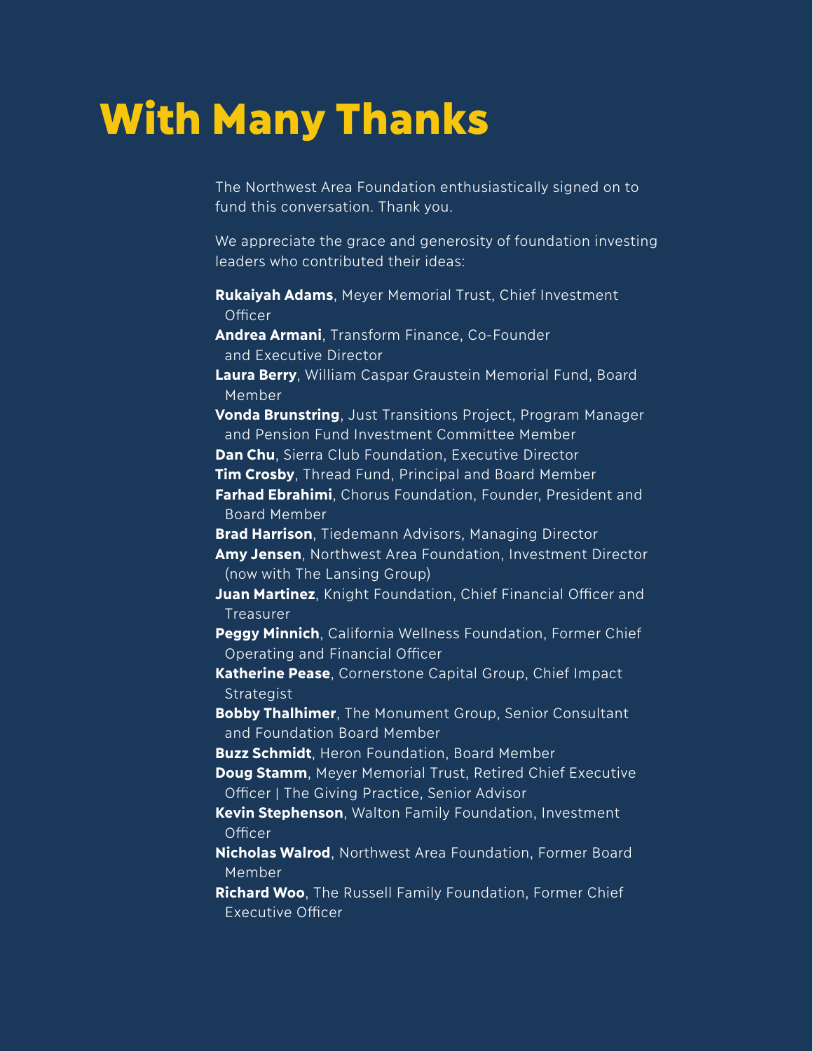# With Many Thanks

The Northwest Area Foundation enthusiastically signed on to fund this conversation. Thank you.

We appreciate the grace and generosity of foundation investing leaders who contributed their ideas:

**Rukaiyah Adams**, Meyer Memorial Trust, Chief Investment Officer

**Andrea Armani**, Transform Finance, Co-Founder and Executive Director

**Laura Berry**, William Caspar Graustein Memorial Fund, Board Member

**Vonda Brunstring**, Just Transitions Project, Program Manager and Pension Fund Investment Committee Member

**Dan Chu**, Sierra Club Foundation, Executive Director

**Tim Crosby**, Thread Fund, Principal and Board Member

**Farhad Ebrahimi**, Chorus Foundation, Founder, President and Board Member

**Brad Harrison**, Tiedemann Advisors, Managing Director

**Amy Jensen**, Northwest Area Foundation, Investment Director (now with The Lansing Group)

**Juan Martinez**, Knight Foundation, Chief Financial Officer and Treasurer

**Peggy Minnich**, California Wellness Foundation, Former Chief Operating and Financial Officer

**Katherine Pease**, Cornerstone Capital Group, Chief Impact Strategist

**Bobby Thalhimer**, The Monument Group, Senior Consultant and Foundation Board Member

**Buzz Schmidt**, Heron Foundation, Board Member

**Doug Stamm**, Meyer Memorial Trust, Retired Chief Executive Officer | The Giving Practice, Senior Advisor

**Kevin Stephenson**, Walton Family Foundation, Investment Officer

**Nicholas Walrod**, Northwest Area Foundation, Former Board Member

**Richard Woo**, The Russell Family Foundation, Former Chief Executive Officer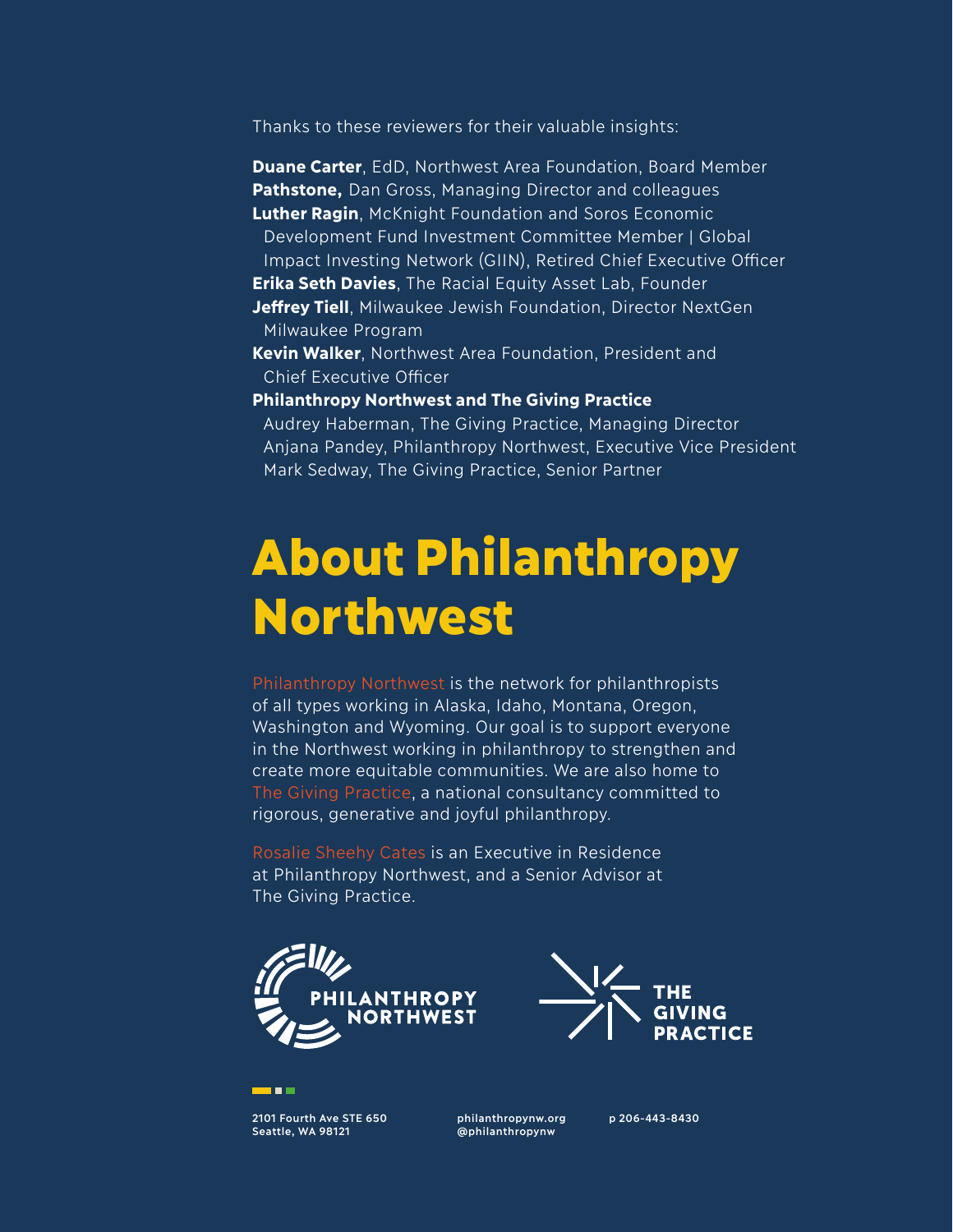Thanks to these reviewers for their valuable insights:

**Duane Carter**, EdD, Northwest Area Foundation, Board Member
**Pathstone,** Dan Gross, Managing Director and colleagues
**Luther Ragin**, McKnight Foundation and Soros Economic Development Fund Investment Committee Member | Global Impact Investing Network (GIIN), Retired Chief Executive Officer
**Erika Seth Davies**, The Racial Equity Asset Lab, Founder
**Jeffrey Tiell**, Milwaukee Jewish Foundation, Director NextGen Milwaukee Program
**Kevin Walker**, Northwest Area Foundation, President and Chief Executive Officer
**Philanthropy Northwest and The Giving Practice**
Audrey Haberman, The Giving Practice, Managing Director
Anjana Pandey, Philanthropy Northwest, Executive Vice President
Mark Sedway, The Giving Practice, Senior Partner

# About Philanthropy Northwest

Philanthropy Northwest is the network for philanthropists of all types working in Alaska, Idaho, Montana, Oregon, Washington and Wyoming. Our goal is to support everyone in the Northwest working in philanthropy to strengthen and create more equitable communities. We are also home to The Giving Practice, a national consultancy committed to rigorous, generative and joyful philanthropy.

Rosalie Sheehy Cates is an Executive in Residence at Philanthropy Northwest, and a Senior Advisor at The Giving Practice.

PHILANTHROPY NORTHWEST

THE GIVING PRACTICE

2101 Fourth Ave STE 650
Seattle, WA 98121

philanthropynw.org
@philanthropynw

p 206-443-8430